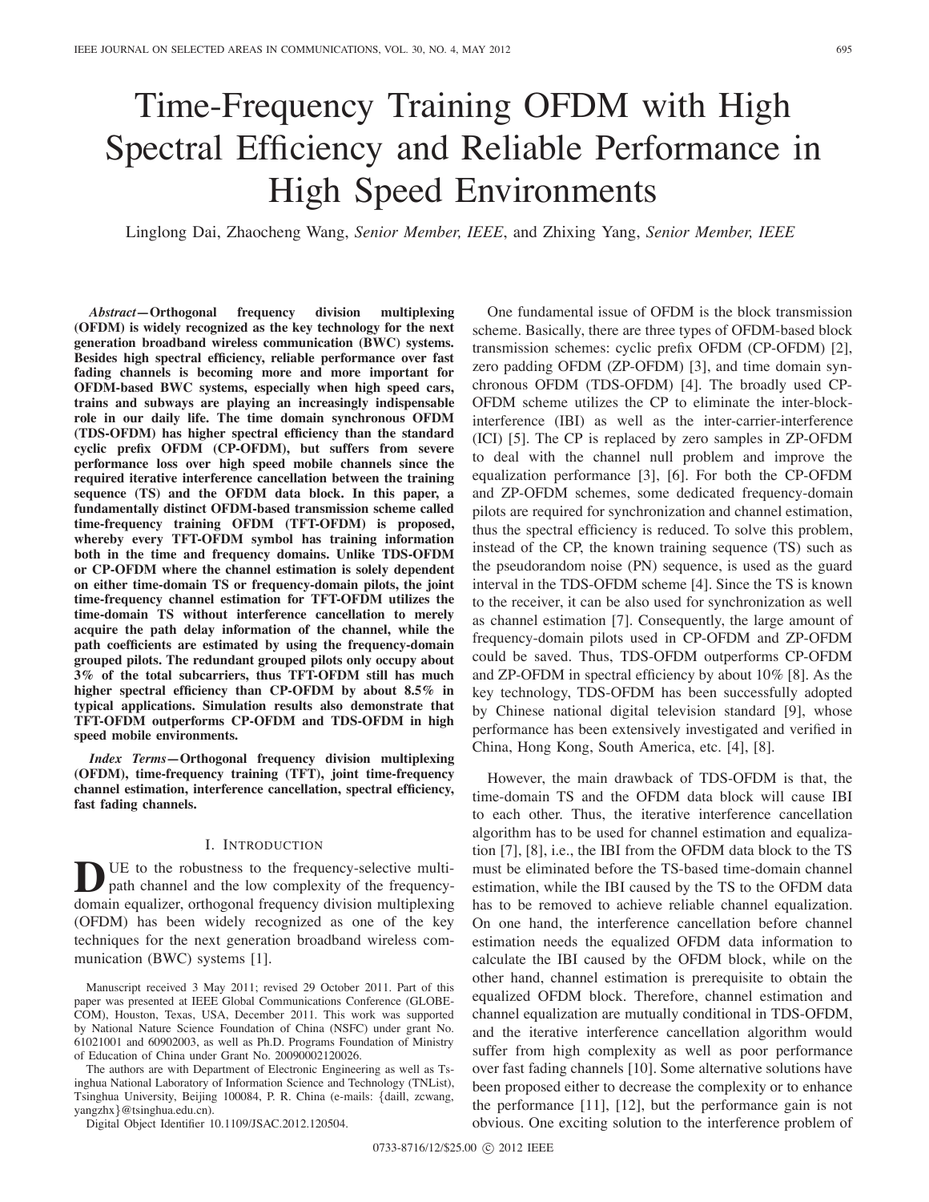# Time-Frequency Training OFDM with High Spectral Efficiency and Reliable Performance in High Speed Environments

Linglong Dai, Zhaocheng Wang, *Senior Member, IEEE*, and Zhixing Yang, *Senior Member, IEEE*

***Abstract*—Orthogonal frequency division multiplexing (OFDM) is widely recognized as the key technology for the next generation broadband wireless communication (BWC) systems. Besides high spectral efficiency, reliable performance over fast fading channels is becoming more and more important for OFDM-based BWC systems, especially when high speed cars, trains and subways are playing an increasingly indispensable role in our daily life. The time domain synchronous OFDM (TDS-OFDM) has higher spectral efficiency than the standard cyclic prefix OFDM (CP-OFDM), but suffers from severe performance loss over high speed mobile channels since the required iterative interference cancellation between the training sequence (TS) and the OFDM data block. In this paper, a fundamentally distinct OFDM-based transmission scheme called time-frequency training OFDM (TFT-OFDM) is proposed, whereby every TFT-OFDM symbol has training information both in the time and frequency domains. Unlike TDS-OFDM or CP-OFDM where the channel estimation is solely dependent on either time-domain TS or frequency-domain pilots, the joint time-frequency channel estimation for TFT-OFDM utilizes the time-domain TS without interference cancellation to merely acquire the path delay information of the channel, while the path coefficients are estimated by using the frequency-domain grouped pilots. The redundant grouped pilots only occupy about 3% of the total subcarriers, thus TFT-OFDM still has much higher spectral efficiency than CP-OFDM by about 8.5% in typical applications. Simulation results also demonstrate that TFT-OFDM outperforms CP-OFDM and TDS-OFDM in high speed mobile environments.**

***Index Terms*—Orthogonal frequency division multiplexing (OFDM), time-frequency training (TFT), joint time-frequency channel estimation, interference cancellation, spectral efficiency, fast fading channels.**

## I. Introduction

Due to the robustness to the frequency-selective multipath channel and the low complexity of the frequency-domain equalizer, orthogonal frequency division multiplexing (OFDM) has been widely recognized as one of the key techniques for the next generation broadband wireless communication (BWC) systems [1].

Manuscript received 3 May 2011; revised 29 October 2011. Part of this paper was presented at IEEE Global Communications Conference (GLOBECOM), Houston, Texas, USA, December 2011. This work was supported by National Nature Science Foundation of China (NSFC) under grant No. 61021001 and 60902003, as well as Ph.D. Programs Foundation of Ministry of Education of China under Grant No. 20090002120026.

The authors are with Department of Electronic Engineering as well as Tsinghua National Laboratory of Information Science and Technology (TNList), Tsinghua University, Beijing 100084, P. R. China (e-mails: {daill, zcwang, yangzhx}@tsinghua.edu.cn).

Digital Object Identifier 10.1109/JSAC.2012.120504.

One fundamental issue of OFDM is the block transmission scheme. Basically, there are three types of OFDM-based block transmission schemes: cyclic prefix OFDM (CP-OFDM) [2], zero padding OFDM (ZP-OFDM) [3], and time domain synchronous OFDM (TDS-OFDM) [4]. The broadly used CP-OFDM scheme utilizes the CP to eliminate the inter-block-interference (IBI) as well as the inter-carrier-interference (ICI) [5]. The CP is replaced by zero samples in ZP-OFDM to deal with the channel null problem and improve the equalization performance [3], [6]. For both the CP-OFDM and ZP-OFDM schemes, some dedicated frequency-domain pilots are required for synchronization and channel estimation, thus the spectral efficiency is reduced. To solve this problem, instead of the CP, the known training sequence (TS) such as the pseudorandom noise (PN) sequence, is used as the guard interval in the TDS-OFDM scheme [4]. Since the TS is known to the receiver, it can be also used for synchronization as well as channel estimation [7]. Consequently, the large amount of frequency-domain pilots used in CP-OFDM and ZP-OFDM could be saved. Thus, TDS-OFDM outperforms CP-OFDM and ZP-OFDM in spectral efficiency by about 10% [8]. As the key technology, TDS-OFDM has been successfully adopted by Chinese national digital television standard [9], whose performance has been extensively investigated and verified in China, Hong Kong, South America, etc. [4], [8].

However, the main drawback of TDS-OFDM is that, the time-domain TS and the OFDM data block will cause IBI to each other. Thus, the iterative interference cancellation algorithm has to be used for channel estimation and equalization [7], [8], i.e., the IBI from the OFDM data block to the TS must be eliminated before the TS-based time-domain channel estimation, while the IBI caused by the TS to the OFDM data has to be removed to achieve reliable channel equalization. On one hand, the interference cancellation before channel estimation needs the equalized OFDM data information to calculate the IBI caused by the OFDM block, while on the other hand, channel estimation is prerequisite to obtain the equalized OFDM block. Therefore, channel estimation and channel equalization are mutually conditional in TDS-OFDM, and the iterative interference cancellation algorithm would suffer from high complexity as well as poor performance over fast fading channels [10]. Some alternative solutions have been proposed either to decrease the complexity or to enhance the performance [11], [12], but the performance gain is not obvious. One exciting solution to the interference problem of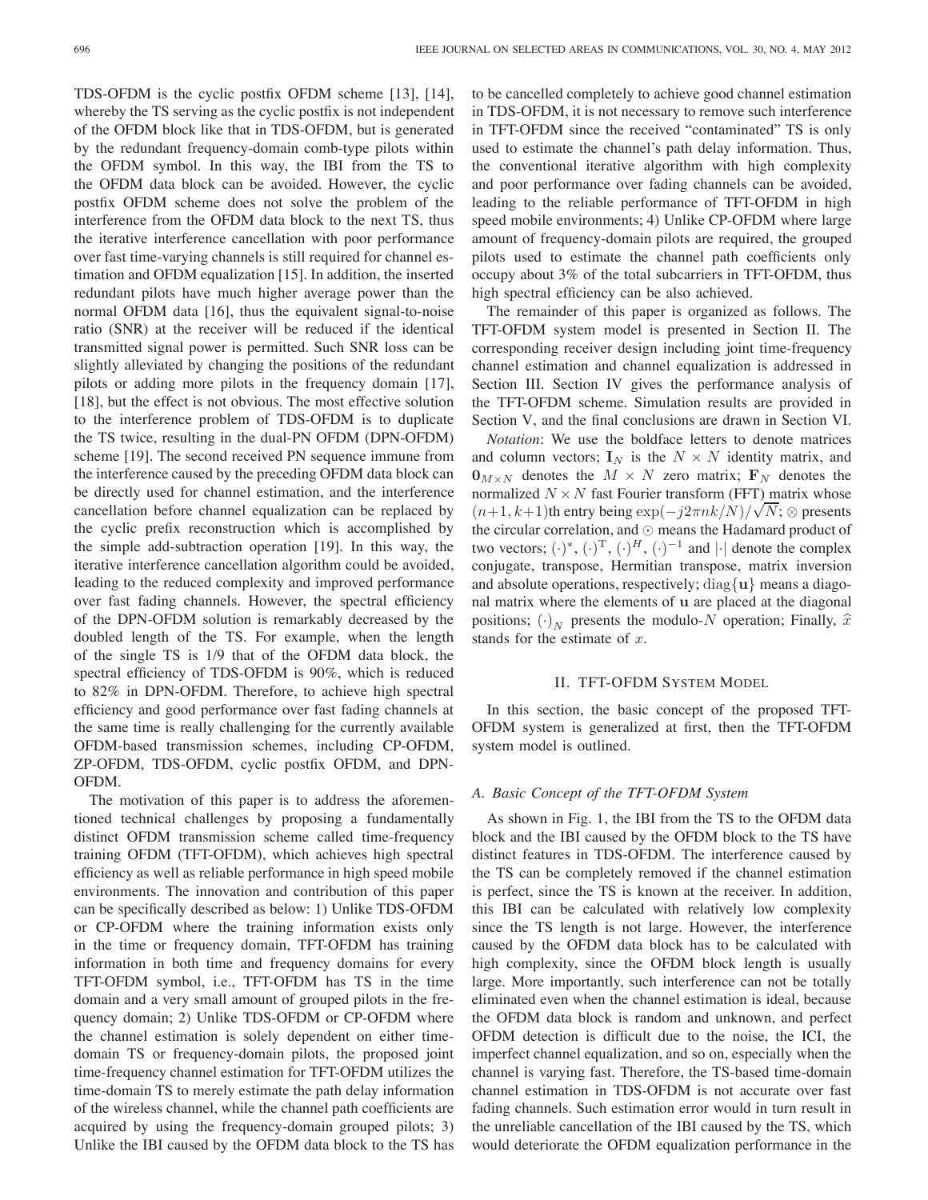TDS-OFDM is the cyclic postfix OFDM scheme [13], [14], whereby the TS serving as the cyclic postfix is not independent of the OFDM block like that in TDS-OFDM, but is generated by the redundant frequency-domain comb-type pilots within the OFDM symbol. In this way, the IBI from the TS to the OFDM data block can be avoided. However, the cyclic postfix OFDM scheme does not solve the problem of the interference from the OFDM data block to the next TS, thus the iterative interference cancellation with poor performance over fast time-varying channels is still required for channel estimation and OFDM equalization [15]. In addition, the inserted redundant pilots have much higher average power than the normal OFDM data [16], thus the equivalent signal-to-noise ratio (SNR) at the receiver will be reduced if the identical transmitted signal power is permitted. Such SNR loss can be slightly alleviated by changing the positions of the redundant pilots or adding more pilots in the frequency domain [17], [18], but the effect is not obvious. The most effective solution to the interference problem of TDS-OFDM is to duplicate the TS twice, resulting in the dual-PN OFDM (DPN-OFDM) scheme [19]. The second received PN sequence immune from the interference caused by the preceding OFDM data block can be directly used for channel estimation, and the interference cancellation before channel equalization can be replaced by the cyclic prefix reconstruction which is accomplished by the simple add-subtraction operation [19]. In this way, the iterative interference cancellation algorithm could be avoided, leading to the reduced complexity and improved performance over fast fading channels. However, the spectral efficiency of the DPN-OFDM solution is remarkably decreased by the doubled length of the TS. For example, when the length of the single TS is 1/9 that of the OFDM data block, the spectral efficiency of TDS-OFDM is 90%, which is reduced to 82% in DPN-OFDM. Therefore, to achieve high spectral efficiency and good performance over fast fading channels at the same time is really challenging for the currently available OFDM-based transmission schemes, including CP-OFDM, ZP-OFDM, TDS-OFDM, cyclic postfix OFDM, and DPN-OFDM.

The motivation of this paper is to address the aforementioned technical challenges by proposing a fundamentally distinct OFDM transmission scheme called time-frequency training OFDM (TFT-OFDM), which achieves high spectral efficiency as well as reliable performance in high speed mobile environments. The innovation and contribution of this paper can be specifically described as below: 1) Unlike TDS-OFDM or CP-OFDM where the training information exists only in the time or frequency domain, TFT-OFDM has training information in both time and frequency domains for every TFT-OFDM symbol, i.e., TFT-OFDM has TS in the time domain and a very small amount of grouped pilots in the frequency domain; 2) Unlike TDS-OFDM or CP-OFDM where the channel estimation is solely dependent on either time-domain TS or frequency-domain pilots, the proposed joint time-frequency channel estimation for TFT-OFDM utilizes the time-domain TS to merely estimate the path delay information of the wireless channel, while the channel path coefficients are acquired by using the frequency-domain grouped pilots; 3) Unlike the IBI caused by the OFDM data block to the TS has to be cancelled completely to achieve good channel estimation in TDS-OFDM, it is not necessary to remove such interference in TFT-OFDM since the received "contaminated" TS is only used to estimate the channel's path delay information. Thus, the conventional iterative algorithm with high complexity and poor performance over fading channels can be avoided, leading to the reliable performance of TFT-OFDM in high speed mobile environments; 4) Unlike CP-OFDM where large amount of frequency-domain pilots are required, the grouped pilots used to estimate the channel path coefficients only occupy about 3% of the total subcarriers in TFT-OFDM, thus high spectral efficiency can be also achieved.

The remainder of this paper is organized as follows. The TFT-OFDM system model is presented in Section II. The corresponding receiver design including joint time-frequency channel estimation and channel equalization is addressed in Section III. Section IV gives the performance analysis of the TFT-OFDM scheme. Simulation results are provided in Section V, and the final conclusions are drawn in Section VI.

*Notation*: We use the boldface letters to denote matrices and column vectors; $\mathbf{I}_N$ is the $N \times N$ identity matrix, and $\mathbf{0}_{M\times N}$ denotes the $M \times N$ zero matrix; $\mathbf{F}_N$ denotes the normalized $N \times N$ fast Fourier transform (FFT) matrix whose $(n+1, k+1)$th entry being $\exp(-j2\pi nk/N)/\sqrt{N}$; $\otimes$ presents the circular correlation, and $\odot$ means the Hadamard product of two vectors; $(\cdot)^*$, $(\cdot)^{\mathrm{T}}$, $(\cdot)^H$, $(\cdot)^{-1}$ and $|\cdot|$ denote the complex conjugate, transpose, Hermitian transpose, matrix inversion and absolute operations, respectively; $\mathrm{diag}\{\mathbf{u}\}$ means a diagonal matrix where the elements of $\mathbf{u}$ are placed at the diagonal positions; $(\cdot)_N$ presents the modulo-$N$ operation; Finally, $\widehat{x}$ stands for the estimate of $x$.

## II. TFT-OFDM System Model

In this section, the basic concept of the proposed TFT-OFDM system is generalized at first, then the TFT-OFDM system model is outlined.

### A. Basic Concept of the TFT-OFDM System

As shown in Fig. 1, the IBI from the TS to the OFDM data block and the IBI caused by the OFDM block to the TS have distinct features in TDS-OFDM. The interference caused by the TS can be completely removed if the channel estimation is perfect, since the TS is known at the receiver. In addition, this IBI can be calculated with relatively low complexity since the TS length is not large. However, the interference caused by the OFDM data block has to be calculated with high complexity, since the OFDM block length is usually large. More importantly, such interference can not be totally eliminated even when the channel estimation is ideal, because the OFDM data block is random and unknown, and perfect OFDM detection is difficult due to the noise, the ICI, the imperfect channel equalization, and so on, especially when the channel is varying fast. Therefore, the TS-based time-domain channel estimation in TDS-OFDM is not accurate over fast fading channels. Such estimation error would in turn result in the unreliable cancellation of the IBI caused by the TS, which would deteriorate the OFDM equalization performance in the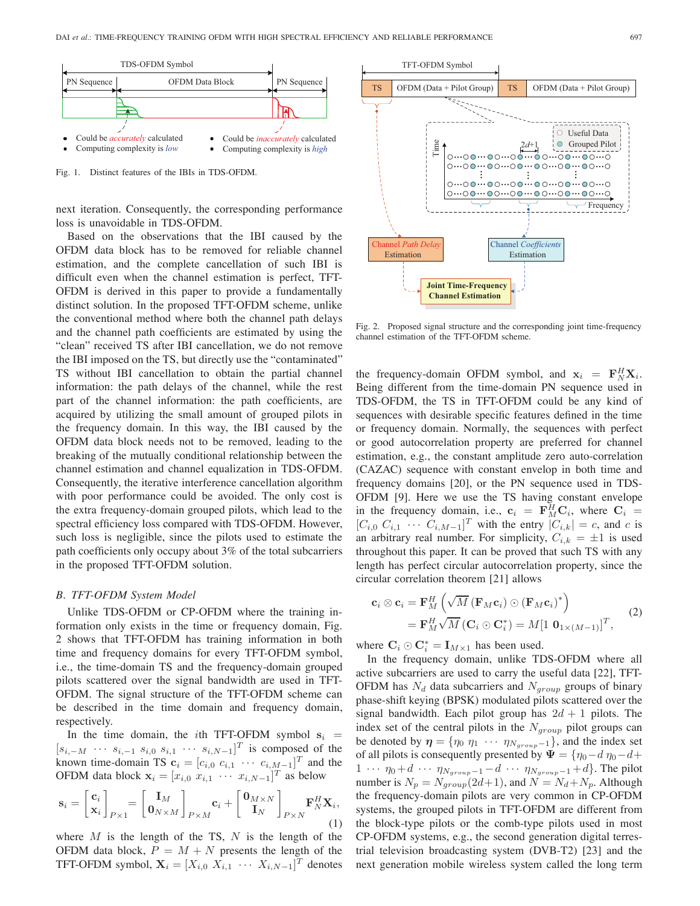Fig. 1. Distinct features of the IBIs in TDS-OFDM.

next iteration. Consequently, the corresponding performance loss is unavoidable in TDS-OFDM.

Based on the observations that the IBI caused by the OFDM data block has to be removed for reliable channel estimation, and the complete cancellation of such IBI is difficult even when the channel estimation is perfect, TFT-OFDM is derived in this paper to provide a fundamentally distinct solution. In the proposed TFT-OFDM scheme, unlike the conventional method where both the channel path delays and the channel path coefficients are estimated by using the "clean" received TS after IBI cancellation, we do not remove the IBI imposed on the TS, but directly use the "contaminated" TS without IBI cancellation to obtain the partial channel information: the path delays of the channel, while the rest part of the channel information: the path coefficients, are acquired by utilizing the small amount of grouped pilots in the frequency domain. In this way, the IBI caused by the OFDM data block needs not to be removed, leading to the breaking of the mutually conditional relationship between the channel estimation and channel equalization in TDS-OFDM. Consequently, the iterative interference cancellation algorithm with poor performance could be avoided. The only cost is the extra frequency-domain grouped pilots, which lead to the spectral efficiency loss compared with TDS-OFDM. However, such loss is negligible, since the pilots used to estimate the path coefficients only occupy about 3% of the total subcarriers in the proposed TFT-OFDM solution.

### B. TFT-OFDM System Model

Unlike TDS-OFDM or CP-OFDM where the training information only exists in the time or frequency domain, Fig. 2 shows that TFT-OFDM has training information in both time and frequency domains for every TFT-OFDM symbol, i.e., the time-domain TS and the frequency-domain grouped pilots scattered over the signal bandwidth are used in TFT-OFDM. The signal structure of the TFT-OFDM scheme can be described in the time domain and frequency domain, respectively.

In the time domain, the $i$th TFT-OFDM symbol $\mathbf{s}_i = [s_{i,-M} \cdots s_{i,-1}\ s_{i,0}\ s_{i,1} \cdots s_{i,N-1}]^T$ is composed of the known time-domain TS $\mathbf{c}_i = [c_{i,0}\ c_{i,1} \cdots c_{i,M-1}]^T$ and the OFDM data block $\mathbf{x}_i = [x_{i,0}\ x_{i,1} \cdots x_{i,N-1}]^T$ as below

$$\mathbf{s}_i = \begin{bmatrix} \mathbf{c}_i \\ \mathbf{x}_i \end{bmatrix}_{P\times 1} = \begin{bmatrix} \mathbf{I}_M \\ \mathbf{0}_{N\times M} \end{bmatrix}_{P\times M} \mathbf{c}_i + \begin{bmatrix} \mathbf{0}_{M\times N} \\ \mathbf{I}_N \end{bmatrix}_{P\times N} \mathbf{F}_N^H \mathbf{X}_i, \tag{1}$$

where $M$ is the length of the TS, $N$ is the length of the OFDM data block, $P = M + N$ presents the length of the TFT-OFDM symbol, $\mathbf{X}_i = [X_{i,0}\ X_{i,1} \cdots X_{i,N-1}]^T$ denotes the frequency-domain OFDM symbol, and $\mathbf{x}_i = \mathbf{F}_N^H \mathbf{X}_i$. Being different from the time-domain PN sequence used in TDS-OFDM, the TS in TFT-OFDM could be any kind of sequences with desirable specific features defined in the time or frequency domain. Normally, the sequences with perfect or good autocorrelation property are preferred for channel estimation, e.g., the constant amplitude zero auto-correlation (CAZAC) sequence with constant envelop in both time and frequency domains [20], or the PN sequence used in TDS-OFDM [9]. Here we use the TS having constant envelope in the frequency domain, i.e., $\mathbf{c}_i = \mathbf{F}_M^H \mathbf{C}_i$, where $\mathbf{C}_i = [C_{i,0}\ C_{i,1} \cdots C_{i,M-1}]^T$ with the entry $|C_{i,k}| = c$, and $c$ is an arbitrary real number. For simplicity, $C_{i,k} = \pm 1$ is used throughout this paper. It can be proved that such TS with any length has perfect circular autocorrelation property, since the circular correlation theorem [21] allows

$$\begin{aligned} \mathbf{c}_i \otimes \mathbf{c}_i &= \mathbf{F}_M^H \left( \sqrt{M} \left( \mathbf{F}_M \mathbf{c}_i \right) \odot \left( \mathbf{F}_M \mathbf{c}_i \right)^* \right) \\ &= \mathbf{F}_M^H \sqrt{M} \left( \mathbf{C}_i \odot \mathbf{C}_i^* \right) = M [1\ \mathbf{0}_{1\times(M-1)}]^T, \end{aligned} \tag{2}$$

where $\mathbf{C}_i \odot \mathbf{C}_i^* = \mathbf{I}_{M\times 1}$ has been used.

In the frequency domain, unlike TDS-OFDM where all active subcarriers are used to carry the useful data [22], TFT-OFDM has $N_d$ data subcarriers and $N_{group}$ groups of binary phase-shift keying (BPSK) modulated pilots scattered over the signal bandwidth. Each pilot group has $2d + 1$ pilots. The index set of the central pilots in the $N_{group}$ pilot groups can be denoted by $\boldsymbol{\eta} = \{\eta_0\ \eta_1 \cdots \eta_{N_{group}-1}\}$, and the index set of all pilots is consequently presented by $\boldsymbol{\Psi} = \{\eta_0 - d\ \eta_0 - d + 1 \cdots \eta_0 + d \cdots \eta_{N_{group}-1} - d \cdots \eta_{N_{group}-1} + d\}$. The pilot number is $N_p = N_{group}(2d+1)$, and $N = N_d + N_p$. Although the frequency-domain pilots are very common in CP-OFDM systems, the grouped pilots in TFT-OFDM are different from the block-type pilots or the comb-type pilots used in most CP-OFDM systems, e.g., the second generation digital terrestrial television broadcasting system (DVB-T2) [23] and the next generation mobile wireless system called the long term

Fig. 2. Proposed signal structure and the corresponding joint time-frequency channel estimation of the TFT-OFDM scheme.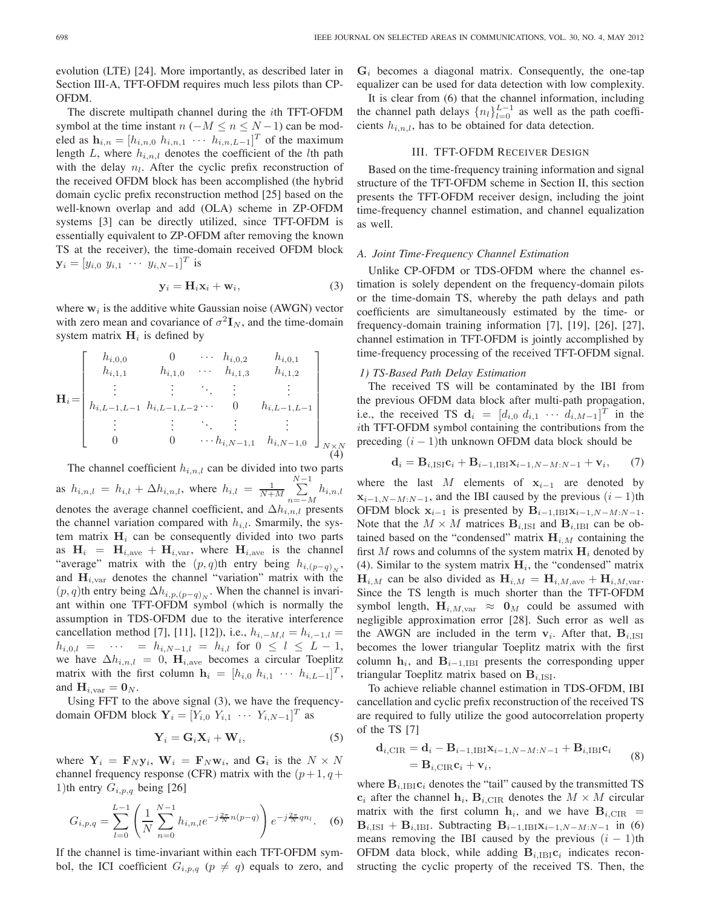evolution (LTE) [24]. More importantly, as described later in Section III-A, TFT-OFDM requires much less pilots than CP-OFDM.

The discrete multipath channel during the $i$th TFT-OFDM symbol at the time instant $n$ $(-M \leq n \leq N-1)$ can be modeled as $\mathbf{h}_{i,n} = [h_{i,n,0}\ h_{i,n,1}\ \cdots\ h_{i,n,L-1}]^T$ of the maximum length $L$, where $h_{i,n,l}$ denotes the coefficient of the $l$th path with the delay $n_l$. After the cyclic prefix reconstruction of the received OFDM block has been accomplished (the hybrid domain cyclic prefix reconstruction method [25] based on the well-known overlap and add (OLA) scheme in ZP-OFDM systems [3] can be directly utilized, since TFT-OFDM is essentially equivalent to ZP-OFDM after removing the known TS at the receiver), the time-domain received OFDM block $\mathbf{y}_i = [y_{i,0}\ y_{i,1}\ \cdots\ y_{i,N-1}]^T$ is

$$\mathbf{y}_i = \mathbf{H}_i \mathbf{x}_i + \mathbf{w}_i, \tag{3}$$

where $\mathbf{w}_i$ is the additive white Gaussian noise (AWGN) vector with zero mean and covariance of $\sigma^2 \mathbf{I}_N$, and the time-domain system matrix $\mathbf{H}_i$ is defined by

$$\mathbf{H}_i = \begin{bmatrix} h_{i,0,0} & 0 & \cdots & h_{i,0,2} & h_{i,0,1} \\ h_{i,1,1} & h_{i,1,0} & \cdots & h_{i,1,3} & h_{i,1,2} \\ \vdots & \vdots & \ddots & \vdots & \vdots \\ h_{i,L-1,L-1} & h_{i,L-1,L-2} & \cdots & 0 & h_{i,L-1,L-1} \\ \vdots & \vdots & \ddots & \vdots & \vdots \\ 0 & 0 & \cdots & h_{i,N-1,1} & h_{i,N-1,0} \end{bmatrix}_{N \times N} \tag{4}$$

The channel coefficient $h_{i,n,l}$ can be divided into two parts as $h_{i,n,l} = h_{i,l} + \Delta h_{i,n,l}$, where $h_{i,l} = \frac{1}{N+M} \sum_{n=-M}^{N-1} h_{i,n,l}$ denotes the average channel coefficient, and $\Delta h_{i,n,l}$ presents the channel variation compared with $h_{i,l}$. Smarmily, the system matrix $\mathbf{H}_i$ can be consequently divided into two parts as $\mathbf{H}_i = \mathbf{H}_{i,\text{ave}} + \mathbf{H}_{i,\text{var}}$, where $\mathbf{H}_{i,\text{ave}}$ is the channel "average" matrix with the $(p,q)$th entry being $h_{i,(p-q)_N}$, and $\mathbf{H}_{i,\text{var}}$ denotes the channel "variation" matrix with the $(p,q)$th entry being $\Delta h_{i,p,(p-q)_N}$. When the channel is invariant within one TFT-OFDM symbol (which is normally the assumption in TDS-OFDM due to the iterative interference cancellation method [7], [11], [12]), i.e., $h_{i,-M,l} = h_{i,-1,l} = h_{i,0,l} = \cdots = h_{i,N-1,l} = h_{i,l}$ for $0 \leq l \leq L-1$, we have $\Delta h_{i,n,l} = 0$, $\mathbf{H}_{i,\text{ave}}$ becomes a circular Toeplitz matrix with the first column $\mathbf{h}_i = [h_{i,0}\ h_{i,1}\ \cdots\ h_{i,L-1}]^T$, and $\mathbf{H}_{i,\text{var}} = \mathbf{0}_N$.

Using FFT to the above signal (3), we have the frequency-domain OFDM block $\mathbf{Y}_i = [Y_{i,0}\ Y_{i,1}\ \cdots\ Y_{i,N-1}]^T$ as

$$\mathbf{Y}_i = \mathbf{G}_i \mathbf{X}_i + \mathbf{W}_i, \tag{5}$$

where $\mathbf{Y}_i = \mathbf{F}_N \mathbf{y}_i$, $\mathbf{W}_i = \mathbf{F}_N \mathbf{w}_i$, and $\mathbf{G}_i$ is the $N \times N$ channel frequency response (CFR) matrix with the $(p+1, q+1)$th entry $G_{i,p,q}$ being [26]

$$G_{i,p,q} = \sum_{l=0}^{L-1} \left( \frac{1}{N} \sum_{n=0}^{N-1} h_{i,n,l} e^{-j\frac{2\pi}{N}n(p-q)} \right) e^{-j\frac{2\pi}{N}qn_l}. \tag{6}$$

If the channel is time-invariant within each TFT-OFDM symbol, the ICI coefficient $G_{i,p,q}$ $(p \neq q)$ equals to zero, and $\mathbf{G}_i$ becomes a diagonal matrix. Consequently, the one-tap equalizer can be used for data detection with low complexity.

It is clear from (6) that the channel information, including the channel path delays $\{n_l\}_{l=0}^{L-1}$ as well as the path coefficients $h_{i,n,l}$, has to be obtained for data detection.

## III. TFT-OFDM Receiver Design

Based on the time-frequency training information and signal structure of the TFT-OFDM scheme in Section II, this section presents the TFT-OFDM receiver design, including the joint time-frequency channel estimation, and channel equalization as well.

### A. Joint Time-Frequency Channel Estimation

Unlike CP-OFDM or TDS-OFDM where the channel estimation is solely dependent on the frequency-domain pilots or the time-domain TS, whereby the path delays and path coefficients are simultaneously estimated by the time- or frequency-domain training information [7], [19], [26], [27], channel estimation in TFT-OFDM is jointly accomplished by time-frequency processing of the received TFT-OFDM signal.

#### *1) TS-Based Path Delay Estimation*

The received TS will be contaminated by the IBI from the previous OFDM data block after multi-path propagation, i.e., the received TS $\mathbf{d}_i = [d_{i,0}\ d_{i,1}\ \cdots\ d_{i,M-1}]^T$ in the $i$th TFT-OFDM symbol containing the contributions from the preceding $(i-1)$th unknown OFDM data block should be

$$\mathbf{d}_i = \mathbf{B}_{i,\text{ISI}} \mathbf{c}_i + \mathbf{B}_{i-1,\text{IBI}} \mathbf{x}_{i-1,N-M:N-1} + \mathbf{v}_i, \tag{7}$$

where the last $M$ elements of $\mathbf{x}_{i-1}$ are denoted by $\mathbf{x}_{i-1,N-M:N-1}$, and the IBI caused by the previous $(i-1)$th OFDM block $\mathbf{x}_{i-1}$ is presented by $\mathbf{B}_{i-1,\text{IBI}} \mathbf{x}_{i-1,N-M:N-1}$. Note that the $M \times M$ matrices $\mathbf{B}_{i,\text{ISI}}$ and $\mathbf{B}_{i,\text{IBI}}$ can be obtained based on the "condensed" matrix $\mathbf{H}_{i,M}$ containing the first $M$ rows and columns of the system matrix $\mathbf{H}_i$ denoted by (4). Similar to the system matrix $\mathbf{H}_i$, the "condensed" matrix $\mathbf{H}_{i,M}$ can be also divided as $\mathbf{H}_{i,M} = \mathbf{H}_{i,M,\text{ave}} + \mathbf{H}_{i,M,\text{var}}$. Since the TS length is much shorter than the TFT-OFDM symbol length, $\mathbf{H}_{i,M,\text{var}} \approx \mathbf{0}_M$ could be assumed with negligible approximation error [28]. Such error as well as the AWGN are included in the term $\mathbf{v}_i$. After that, $\mathbf{B}_{i,\text{ISI}}$ becomes the lower triangular Toeplitz matrix with the first column $\mathbf{h}_i$, and $\mathbf{B}_{i-1,\text{IBI}}$ presents the corresponding upper triangular Toeplitz matrix based on $\mathbf{B}_{i,\text{ISI}}$.

To achieve reliable channel estimation in TDS-OFDM, IBI cancellation and cyclic prefix reconstruction of the received TS are required to fully utilize the good autocorrelation property of the TS [7]

$$\begin{aligned} \mathbf{d}_{i,\text{CIR}} &= \mathbf{d}_i - \mathbf{B}_{i-1,\text{IBI}} \mathbf{x}_{i-1,N-M:N-1} + \mathbf{B}_{i,\text{IBI}} \mathbf{c}_i \\ &= \mathbf{B}_{i,\text{CIR}} \mathbf{c}_i + \mathbf{v}_i, \end{aligned} \tag{8}$$

where $\mathbf{B}_{i,\text{IBI}} \mathbf{c}_i$ denotes the "tail" caused by the transmitted TS $\mathbf{c}_i$ after the channel $\mathbf{h}_i$, $\mathbf{B}_{i,\text{CIR}}$ denotes the $M \times M$ circular matrix with the first column $\mathbf{h}_i$, and we have $\mathbf{B}_{i,\text{CIR}} = \mathbf{B}_{i,\text{ISI}} + \mathbf{B}_{i,\text{IBI}}$. Subtracting $\mathbf{B}_{i-1,\text{IBI}} \mathbf{x}_{i-1,N-M:N-1}$ in (6) means removing the IBI caused by the previous $(i-1)$th OFDM data block, while adding $\mathbf{B}_{i,\text{IBI}} \mathbf{c}_i$ indicates reconstructing the cyclic property of the received TS. Then, the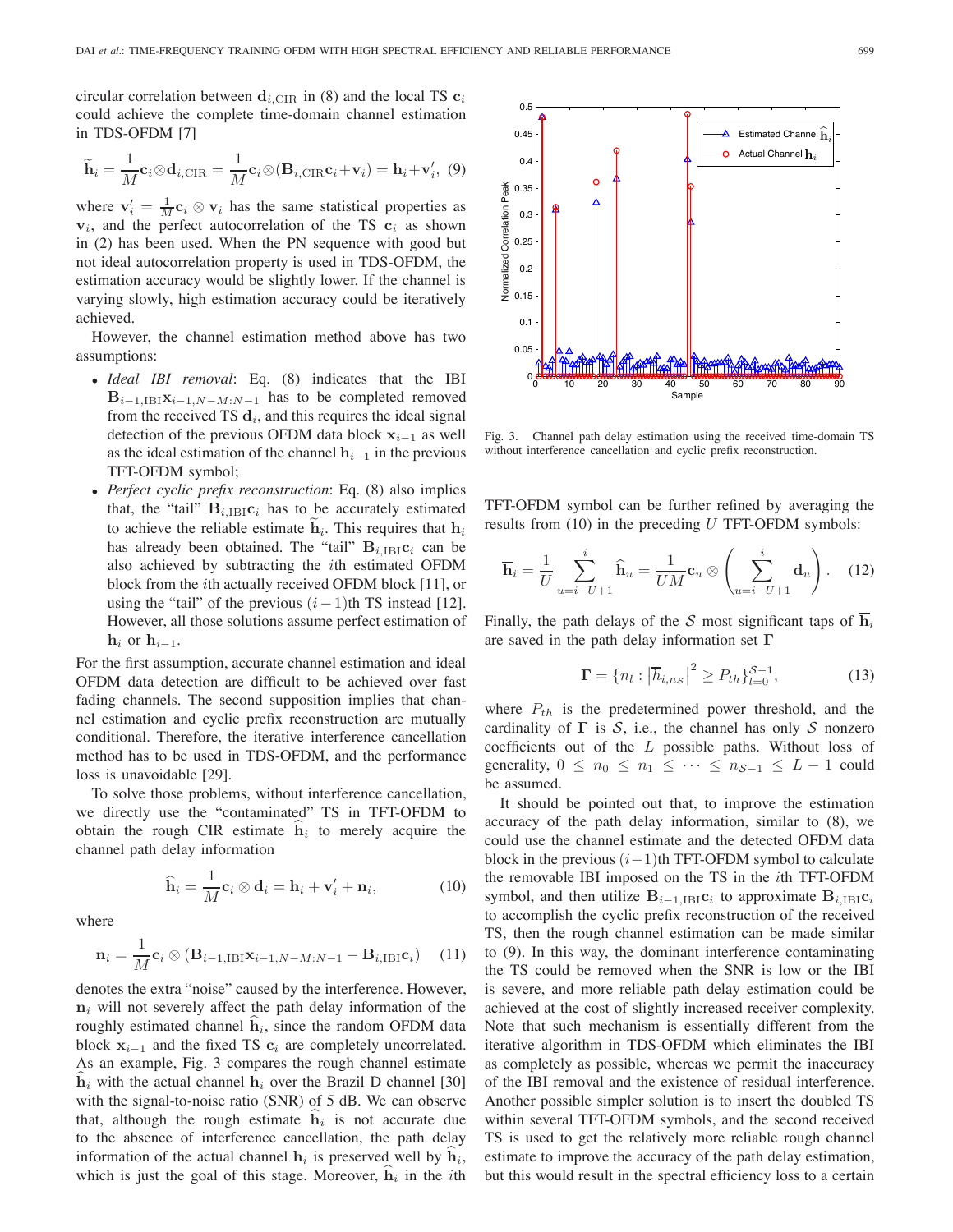circular correlation between $\mathbf{d}_{i,\mathrm{CIR}}$ in (8) and the local TS $\mathbf{c}_i$ could achieve the complete time-domain channel estimation in TDS-OFDM [7]

$$\widetilde{\mathbf{h}}_i = \frac{1}{M}\mathbf{c}_i \otimes \mathbf{d}_{i,\mathrm{CIR}} = \frac{1}{M}\mathbf{c}_i \otimes (\mathbf{B}_{i,\mathrm{CIR}}\mathbf{c}_i + \mathbf{v}_i) = \mathbf{h}_i + \mathbf{v}_i', \quad (9)$$

where $\mathbf{v}_i' = \frac{1}{M}\mathbf{c}_i \otimes \mathbf{v}_i$ has the same statistical properties as $\mathbf{v}_i$, and the perfect autocorrelation of the TS $\mathbf{c}_i$ as shown in (2) has been used. When the PN sequence with good but not ideal autocorrelation property is used in TDS-OFDM, the estimation accuracy would be slightly lower. If the channel is varying slowly, high estimation accuracy could be iteratively achieved.

However, the channel estimation method above has two assumptions:

- *Ideal IBI removal*: Eq. (8) indicates that the IBI $\mathbf{B}_{i-1,\mathrm{IBI}}\mathbf{x}_{i-1,N-M:N-1}$ has to be completed removed from the received TS $\mathbf{d}_i$, and this requires the ideal signal detection of the previous OFDM data block $\mathbf{x}_{i-1}$ as well as the ideal estimation of the channel $\mathbf{h}_{i-1}$ in the previous TFT-OFDM symbol;
- *Perfect cyclic prefix reconstruction*: Eq. (8) also implies that, the "tail" $\mathbf{B}_{i,\mathrm{IBI}}\mathbf{c}_i$ has to be accurately estimated to achieve the reliable estimate $\widetilde{\mathbf{h}}_i$. This requires that $\mathbf{h}_i$ has already been obtained. The "tail" $\mathbf{B}_{i,\mathrm{IBI}}\mathbf{c}_i$ can be also achieved by subtracting the $i$th estimated OFDM block from the $i$th actually received OFDM block [11], or using the "tail" of the previous $(i-1)$th TS instead [12]. However, all those solutions assume perfect estimation of $\mathbf{h}_i$ or $\mathbf{h}_{i-1}$.

For the first assumption, accurate channel estimation and ideal OFDM data detection are difficult to be achieved over fast fading channels. The second supposition implies that channel estimation and cyclic prefix reconstruction are mutually conditional. Therefore, the iterative interference cancellation method has to be used in TDS-OFDM, and the performance loss is unavoidable [29].

To solve those problems, without interference cancellation, we directly use the "contaminated" TS in TFT-OFDM to obtain the rough CIR estimate $\widehat{\mathbf{h}}_i$ to merely acquire the channel path delay information

$$\widehat{\mathbf{h}}_i = \frac{1}{M}\mathbf{c}_i \otimes \mathbf{d}_i = \mathbf{h}_i + \mathbf{v}_i' + \mathbf{n}_i, \quad (10)$$

where

$$\mathbf{n}_i = \frac{1}{M}\mathbf{c}_i \otimes (\mathbf{B}_{i-1,\mathrm{IBI}}\mathbf{x}_{i-1,N-M:N-1} - \mathbf{B}_{i,\mathrm{IBI}}\mathbf{c}_i) \quad (11)$$

denotes the extra "noise" caused by the interference. However, $\mathbf{n}_i$ will not severely affect the path delay information of the roughly estimated channel $\widehat{\mathbf{h}}_i$, since the random OFDM data block $\mathbf{x}_{i-1}$ and the fixed TS $\mathbf{c}_i$ are completely uncorrelated. As an example, Fig. 3 compares the rough channel estimate $\widehat{\mathbf{h}}_i$ with the actual channel $\mathbf{h}_i$ over the Brazil D channel [30] with the signal-to-noise ratio (SNR) of 5 dB. We can observe that, although the rough estimate $\widehat{\mathbf{h}}_i$ is not accurate due to the absence of interference cancellation, the path delay information of the actual channel $\mathbf{h}_i$ is preserved well by $\widehat{\mathbf{h}}_i$, which is just the goal of this stage. Moreover, $\widehat{\mathbf{h}}_i$ in the $i$th TFT-OFDM symbol can be further refined by averaging the results from (10) in the preceding $U$ TFT-OFDM symbols:

Fig. 3. Channel path delay estimation using the received time-domain TS without interference cancellation and cyclic prefix reconstruction.

$$\overline{\mathbf{h}}_i = \frac{1}{U}\sum_{u=i-U+1}^{i}\widehat{\mathbf{h}}_u = \frac{1}{UM}\mathbf{c}_u \otimes \left(\sum_{u=i-U+1}^{i}\mathbf{d}_u\right). \quad (12)$$

Finally, the path delays of the $\mathcal{S}$ most significant taps of $\overline{\mathbf{h}}_i$ are saved in the path delay information set $\mathbf{\Gamma}$

$$\mathbf{\Gamma} = \{n_l : \left|\overline{h}_{i,n_\mathcal{S}}\right|^2 \geq P_{th}\}_{l=0}^{\mathcal{S}-1}, \quad (13)$$

where $P_{th}$ is the predetermined power threshold, and the cardinality of $\mathbf{\Gamma}$ is $\mathcal{S}$, i.e., the channel has only $\mathcal{S}$ nonzero coefficients out of the $L$ possible paths. Without loss of generality, $0 \leq n_0 \leq n_1 \leq \cdots \leq n_{\mathcal{S}-1} \leq L-1$ could be assumed.

It should be pointed out that, to improve the estimation accuracy of the path delay information, similar to (8), we could use the channel estimate and the detected OFDM data block in the previous $(i-1)$th TFT-OFDM symbol to calculate the removable IBI imposed on the TS in the $i$th TFT-OFDM symbol, and then utilize $\mathbf{B}_{i-1,\mathrm{IBI}}\mathbf{c}_i$ to approximate $\mathbf{B}_{i,\mathrm{IBI}}\mathbf{c}_i$ to accomplish the cyclic prefix reconstruction of the received TS, then the rough channel estimation can be made similar to (9). In this way, the dominant interference contaminating the TS could be removed when the SNR is low or the IBI is severe, and more reliable path delay estimation could be achieved at the cost of slightly increased receiver complexity. Note that such mechanism is essentially different from the iterative algorithm in TDS-OFDM which eliminates the IBI as completely as possible, whereas we permit the inaccuracy of the IBI removal and the existence of residual interference. Another possible simpler solution is to insert the doubled TS within several TFT-OFDM symbols, and the second received TS is used to get the relatively more reliable rough channel estimate to improve the accuracy of the path delay estimation, but this would result in the spectral efficiency loss to a certain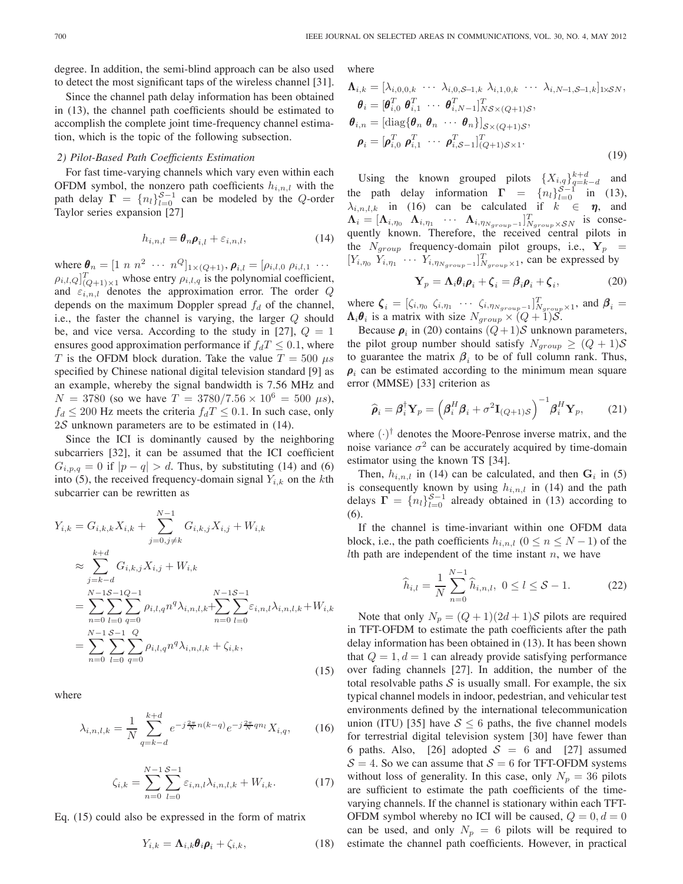degree. In addition, the semi-blind approach can be also used to detect the most significant taps of the wireless channel [31].

Since the channel path delay information has been obtained in (13), the channel path coefficients should be estimated to accomplish the complete joint time-frequency channel estimation, which is the topic of the following subsection.

### 2) Pilot-Based Path Coefficients Estimation

For fast time-varying channels which vary even within each OFDM symbol, the nonzero path coefficients $h_{i,n,l}$ with the path delay $\mathbf{\Gamma} = \{n_l\}_{l=0}^{\mathcal{S}-1}$ can be modeled by the $Q$-order Taylor series expansion [27]

$$h_{i,n,l} = \boldsymbol{\theta}_n \boldsymbol{\rho}_{i,l} + \varepsilon_{i,n,l}, \tag{14}$$

where $\boldsymbol{\theta}_n = [1 \ n \ n^2 \ \cdots \ n^Q]_{1\times(Q+1)}$, $\boldsymbol{\rho}_{i,l} = [\rho_{i,l,0} \ \rho_{i,l,1} \ \cdots \ \rho_{i,l,Q}]^T_{(Q+1)\times 1}$ whose entry $\rho_{i,l,q}$ is the polynomial coefficient, and $\varepsilon_{i,n,l}$ denotes the approximation error. The order $Q$ depends on the maximum Doppler spread $f_d$ of the channel, i.e., the faster the channel is varying, the larger $Q$ should be, and vice versa. According to the study in [27], $Q = 1$ ensures good approximation performance if $f_d T \leq 0.1$, where $T$ is the OFDM block duration. Take the value $T = 500\ \mu s$ specified by Chinese national digital television standard [9] as an example, whereby the signal bandwidth is 7.56 MHz and $N = 3780$ (so we have $T = 3780/7.56 \times 10^6 = 500\ \mu s$), $f_d \leq 200$ Hz meets the criteria $f_d T \leq 0.1$. In such case, only $2\mathcal{S}$ unknown parameters are to be estimated in (14).

Since the ICI is dominantly caused by the neighboring subcarriers [32], it can be assumed that the ICI coefficient $G_{i,p,q} = 0$ if $|p - q| > d$. Thus, by substituting (14) and (6) into (5), the received frequency-domain signal $Y_{i,k}$ on the $k$th subcarrier can be rewritten as

$$\begin{aligned}
Y_{i,k} &= G_{i,k,k}X_{i,k} + \sum_{j=0, j\neq k}^{N-1} G_{i,k,j}X_{i,j} + W_{i,k} \\
&\approx \sum_{j=k-d}^{k+d} G_{i,k,j}X_{i,j} + W_{i,k} \\
&= \sum_{n=0}^{N-1}\sum_{l=0}^{\mathcal{S}-1}\sum_{q=0}^{Q-1} \rho_{i,l,q} n^q \lambda_{i,n,l,k} + \sum_{n=0}^{N-1}\sum_{l=0}^{\mathcal{S}-1} \varepsilon_{i,n,l}\lambda_{i,n,l,k} + W_{i,k} \\
&= \sum_{n=0}^{N-1}\sum_{l=0}^{\mathcal{S}-1}\sum_{q=0}^{Q} \rho_{i,l,q} n^q \lambda_{i,n,l,k} + \zeta_{i,k},
\end{aligned} \tag{15}$$

where

$$\lambda_{i,n,l,k} = \frac{1}{N}\sum_{q=k-d}^{k+d} e^{-j\frac{2\pi}{N}n(k-q)} e^{-j\frac{2\pi}{N}qn_l} X_{i,q}, \tag{16}$$

$$\zeta_{i,k} = \sum_{n=0}^{N-1}\sum_{l=0}^{\mathcal{S}-1} \varepsilon_{i,n,l}\lambda_{i,n,l,k} + W_{i,k}. \tag{17}$$

Eq. (15) could also be expressed in the form of matrix

$$Y_{i,k} = \boldsymbol{\Lambda}_{i,k}\boldsymbol{\theta}_i\boldsymbol{\rho}_i + \zeta_{i,k}, \tag{18}$$

where

$$\begin{aligned}
\boldsymbol{\Lambda}_{i,k} &= [\lambda_{i,0,0,k} \ \cdots \ \lambda_{i,0,\mathcal{S}-1,k} \ \lambda_{i,1,0,k} \ \cdots \ \lambda_{i,N-1,\mathcal{S}-1,k}]_{1\times\mathcal{S}N}, \\
\boldsymbol{\theta}_i &= [\boldsymbol{\theta}_{i,0}^T \ \boldsymbol{\theta}_{i,1}^T \ \cdots \ \boldsymbol{\theta}_{i,N-1}^T]^T_{N\mathcal{S}\times(Q+1)\mathcal{S}}, \\
\boldsymbol{\theta}_{i,n} &= [\mathrm{diag}\{\boldsymbol{\theta}_n \ \boldsymbol{\theta}_n \ \cdots \ \boldsymbol{\theta}_n\}]_{\mathcal{S}\times(Q+1)\mathcal{S}}, \\
\boldsymbol{\rho}_i &= [\boldsymbol{\rho}_{i,0}^T \ \boldsymbol{\rho}_{i,1}^T \ \cdots \ \boldsymbol{\rho}_{i,\mathcal{S}-1}^T]^T_{(Q+1)\mathcal{S}\times 1}.
\end{aligned} \tag{19}$$

Using the known grouped pilots $\{X_{i,q}\}_{q=k-d}^{k+d}$ and the path delay information $\mathbf{\Gamma} = \{n_l\}_{l=0}^{\mathcal{S}-1}$ in (13), $\lambda_{i,n,l,k}$ in (16) can be calculated if $k \in \boldsymbol{\eta}$, and $\boldsymbol{\Lambda}_i = [\boldsymbol{\Lambda}_{i,\eta_0} \ \boldsymbol{\Lambda}_{i,\eta_1} \ \cdots \ \boldsymbol{\Lambda}_{i,\eta_{N_{group}-1}}]^T_{N_{group}\times\mathcal{S}N}$ is consequently known. Therefore, the received central pilots in the $N_{group}$ frequency-domain pilot groups, i.e., $\mathbf{Y}_p = [Y_{i,\eta_0} \ Y_{i,\eta_1} \ \cdots \ Y_{i,\eta_{N_{group}-1}}]^T_{N_{group}\times 1}$, can be expressed by

$$\mathbf{Y}_p = \boldsymbol{\Lambda}_i\boldsymbol{\theta}_i\boldsymbol{\rho}_i + \boldsymbol{\zeta}_i = \boldsymbol{\beta}_i\boldsymbol{\rho}_i + \boldsymbol{\zeta}_i, \tag{20}$$

where $\boldsymbol{\zeta}_i = [\zeta_{i,\eta_0} \ \zeta_{i,\eta_1} \ \cdots \ \zeta_{i,\eta_{N_{group}-1}}]^T_{N_{group}\times 1}$, and $\boldsymbol{\beta}_i = \boldsymbol{\Lambda}_i\boldsymbol{\theta}_i$ is a matrix with size $N_{group} \times (Q+1)\mathcal{S}$.

Because $\boldsymbol{\rho}_i$ in (20) contains $(Q+1)\mathcal{S}$ unknown parameters, the pilot group number should satisfy $N_{group} \geq (Q+1)\mathcal{S}$ to guarantee the matrix $\boldsymbol{\beta}_i$ to be of full column rank. Thus, $\boldsymbol{\rho}_i$ can be estimated according to the minimum mean square error (MMSE) [33] criterion as

$$\widehat{\boldsymbol{\rho}}_i = \boldsymbol{\beta}_i^\dagger \mathbf{Y}_p = \left(\boldsymbol{\beta}_i^H\boldsymbol{\beta}_i + \sigma^2\mathbf{I}_{(Q+1)\mathcal{S}}\right)^{-1}\boldsymbol{\beta}_i^H\mathbf{Y}_p, \tag{21}$$

where $(\cdot)^\dagger$ denotes the Moore-Penrose inverse matrix, and the noise variance $\sigma^2$ can be accurately acquired by time-domain estimator using the known TS [34].

Then, $h_{i,n,l}$ in (14) can be calculated, and then $\mathbf{G}_i$ in (5) is consequently known by using $h_{i,n,l}$ in (14) and the path delays $\mathbf{\Gamma} = \{n_l\}_{l=0}^{\mathcal{S}-1}$ already obtained in (13) according to (6).

If the channel is time-invariant within one OFDM data block, i.e., the path coefficients $h_{i,n,l}$ $(0 \leq n \leq N-1)$ of the $l$th path are independent of the time instant $n$, we have

$$\widehat{h}_{i,l} = \frac{1}{N}\sum_{n=0}^{N-1}\widehat{h}_{i,n,l}, \ \ 0 \leq l \leq \mathcal{S}-1. \tag{22}$$

Note that only $N_p = (Q+1)(2d+1)\mathcal{S}$ pilots are required in TFT-OFDM to estimate the path coefficients after the path delay information has been obtained in (13). It has been shown that $Q = 1, d = 1$ can already provide satisfying performance over fading channels [27]. In addition, the number of the total resolvable paths $\mathcal{S}$ is usually small. For example, the six typical channel models in indoor, pedestrian, and vehicular test environments defined by the international telecommunication union (ITU) [35] have $\mathcal{S} \leq 6$ paths, the five channel models for terrestrial digital television system [30] have fewer than 6 paths. Also, [26] adopted $\mathcal{S} = 6$ and [27] assumed $\mathcal{S} = 4$. So we can assume that $\mathcal{S} = 6$ for TFT-OFDM systems without loss of generality. In this case, only $N_p = 36$ pilots are sufficient to estimate the path coefficients of the time-varying channels. If the channel is stationary within each TFT-OFDM symbol whereby no ICI will be caused, $Q = 0, d = 0$ can be used, and only $N_p = 6$ pilots will be required to estimate the channel path coefficients. However, in practical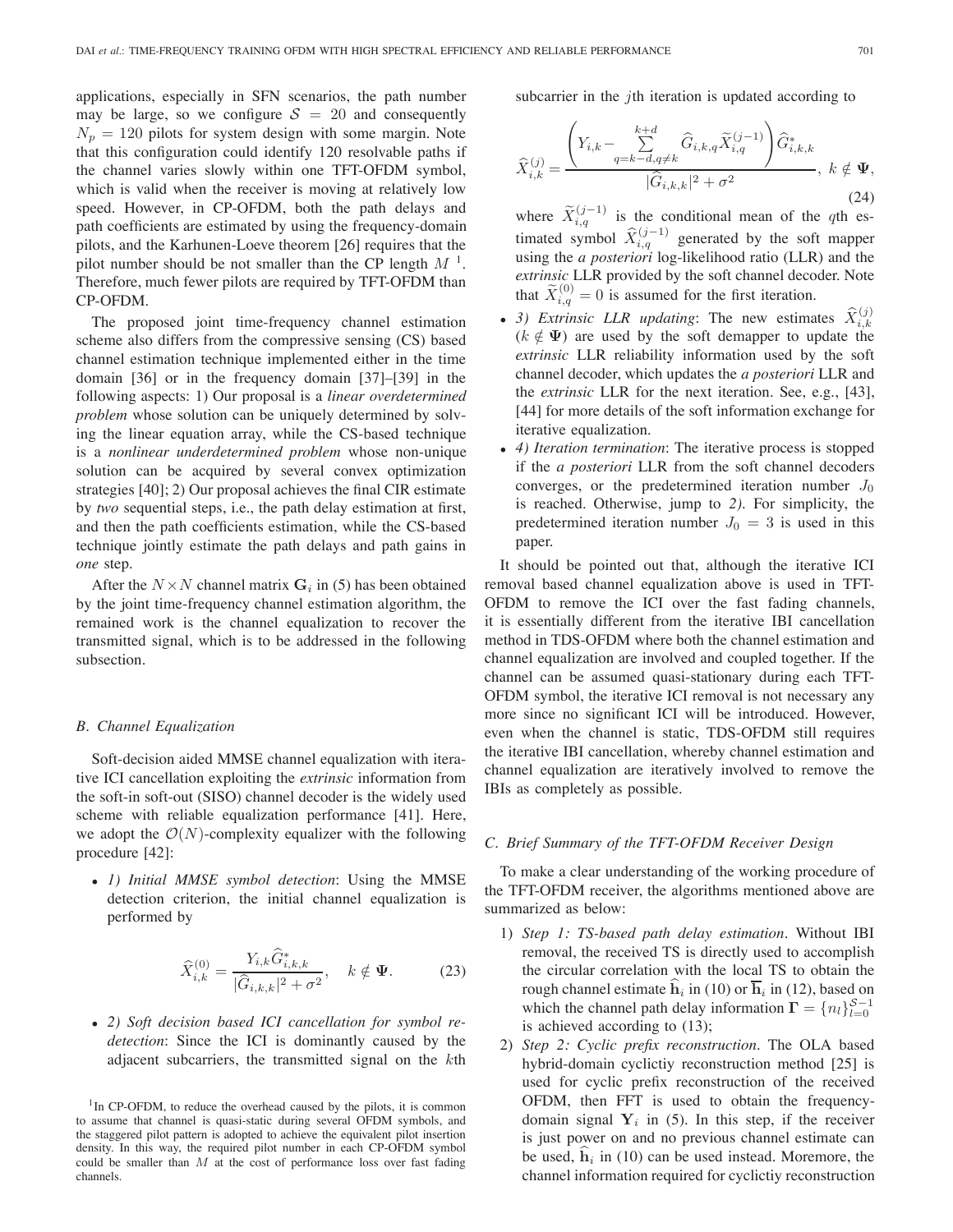applications, especially in SFN scenarios, the path number may be large, so we configure $\mathcal{S} = 20$ and consequently $N_p = 120$ pilots for system design with some margin. Note that this configuration could identify 120 resolvable paths if the channel varies slowly within one TFT-OFDM symbol, which is valid when the receiver is moving at relatively low speed. However, in CP-OFDM, both the path delays and path coefficients are estimated by using the frequency-domain pilots, and the Karhunen-Loeve theorem [26] requires that the pilot number should be not smaller than the CP length $M$ [1]. Therefore, much fewer pilots are required by TFT-OFDM than CP-OFDM.

The proposed joint time-frequency channel estimation scheme also differs from the compressive sensing (CS) based channel estimation technique implemented either in the time domain [36] or in the frequency domain [37]–[39] in the following aspects: 1) Our proposal is a *linear overdetermined problem* whose solution can be uniquely determined by solving the linear equation array, while the CS-based technique is a *nonlinear underdetermined problem* whose non-unique solution can be acquired by several convex optimization strategies [40]; 2) Our proposal achieves the final CIR estimate by *two* sequential steps, i.e., the path delay estimation at first, and then the path coefficients estimation, while the CS-based technique jointly estimate the path delays and path gains in *one* step.

After the $N \times N$ channel matrix $\mathbf{G}_i$ in (5) has been obtained by the joint time-frequency channel estimation algorithm, the remained work is the channel equalization to recover the transmitted signal, which is to be addressed in the following subsection.

### B. Channel Equalization

Soft-decision aided MMSE channel equalization with iterative ICI cancellation exploiting the *extrinsic* information from the soft-in soft-out (SISO) channel decoder is the widely used scheme with reliable equalization performance [41]. Here, we adopt the $\mathcal{O}(N)$-complexity equalizer with the following procedure [42]:

- *1) Initial MMSE symbol detection*: Using the MMSE detection criterion, the initial channel equalization is performed by

$$\widehat{X}_{i,k}^{(0)} = \frac{Y_{i,k}\widehat{G}_{i,k,k}^{*}}{|\widehat{G}_{i,k,k}|^2 + \sigma^2}, \quad k \notin \mathbf{\Psi}. \tag{23}$$

- *2) Soft decision based ICI cancellation for symbol re-detection*: Since the ICI is dominantly caused by the adjacent subcarriers, the transmitted signal on the $k$th subcarrier in the $j$th iteration is updated according to

$$\widehat{X}_{i,k}^{(j)} = \frac{\left(Y_{i,k} - \sum_{q=k-d, q\neq k}^{k+d} \widehat{G}_{i,k,q}\widetilde{X}_{i,q}^{(j-1)}\right)\widehat{G}_{i,k,k}^{*}}{|\widehat{G}_{i,k,k}|^2 + \sigma^2}, \; k \notin \mathbf{\Psi}, \tag{24}$$

where $\widetilde{X}_{i,q}^{(j-1)}$ is the conditional mean of the $q$th estimated symbol $\widehat{X}_{i,q}^{(j-1)}$ generated by the soft mapper using the *a posteriori* log-likelihood ratio (LLR) and the *extrinsic* LLR provided by the soft channel decoder. Note that $\widetilde{X}_{i,q}^{(0)} = 0$ is assumed for the first iteration.

- *3) Extrinsic LLR updating*: The new estimates $\widehat{X}_{i,k}^{(j)}$ ($k \notin \mathbf{\Psi}$) are used by the soft demapper to update the *extrinsic* LLR reliability information used by the soft channel decoder, which updates the *a posteriori* LLR and the *extrinsic* LLR for the next iteration. See, e.g., [43], [44] for more details of the soft information exchange for iterative equalization.
- *4) Iteration termination*: The iterative process is stopped if the *a posteriori* LLR from the soft channel decoders converges, or the predetermined iteration number $J_0$ is reached. Otherwise, jump to *2)*. For simplicity, the predetermined iteration number $J_0 = 3$ is used in this paper.

It should be pointed out that, although the iterative ICI removal based channel equalization above is used in TFT-OFDM to remove the ICI over the fast fading channels, it is essentially different from the iterative IBI cancellation method in TDS-OFDM where both the channel estimation and channel equalization are involved and coupled together. If the channel can be assumed quasi-stationary during each TFT-OFDM symbol, the iterative ICI removal is not necessary any more since no significant ICI will be introduced. However, even when the channel is static, TDS-OFDM still requires the iterative IBI cancellation, whereby channel estimation and channel equalization are iteratively involved to remove the IBIs as completely as possible.

### C. Brief Summary of the TFT-OFDM Receiver Design

To make a clear understanding of the working procedure of the TFT-OFDM receiver, the algorithms mentioned above are summarized as below:

1) *Step 1: TS-based path delay estimation*. Without IBI removal, the received TS is directly used to accomplish the circular correlation with the local TS to obtain the rough channel estimate $\widehat{\mathbf{h}}_i$ in (10) or $\overline{\mathbf{h}}_i$ in (12), based on which the channel path delay information $\mathbf{\Gamma} = \{n_l\}_{l=0}^{\mathcal{S}-1}$ is achieved according to (13);
2) *Step 2: Cyclic prefix reconstruction*. The OLA based hybrid-domain cyclictiy reconstruction method [25] is used for cyclic prefix reconstruction of the received OFDM, then FFT is used to obtain the frequency-domain signal $\mathbf{Y}_i$ in (5). In this step, if the receiver is just power on and no previous channel estimate can be used, $\widehat{\mathbf{h}}_i$ in (10) can be used instead. Moremore, the channel information required for cyclictiy reconstruction

[1] In CP-OFDM, to reduce the overhead caused by the pilots, it is common to assume that channel is quasi-static during several OFDM symbols, and the staggered pilot pattern is adopted to achieve the equivalent pilot insertion density. In this way, the required pilot number in each CP-OFDM symbol could be smaller than $M$ at the cost of performance loss over fast fading channels.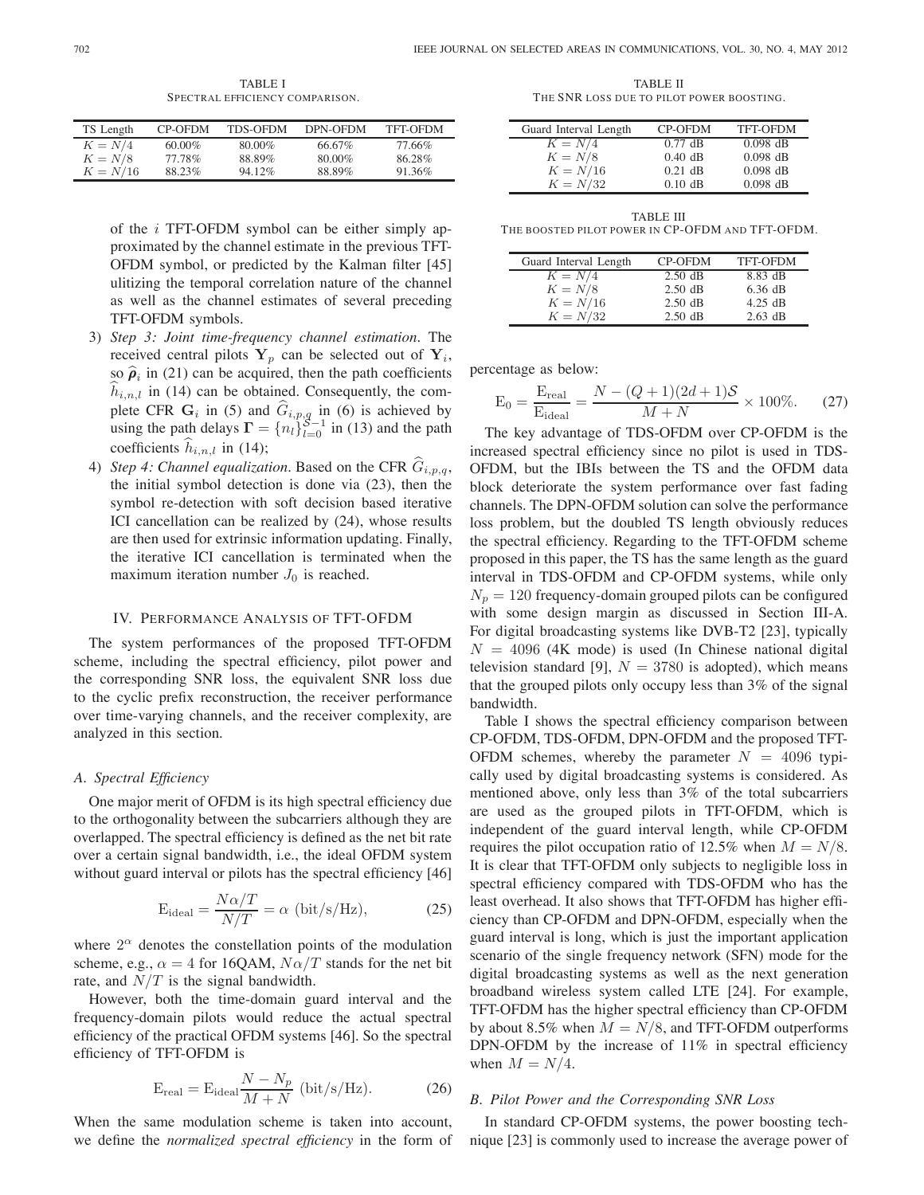TABLE I
SPECTRAL EFFICIENCY COMPARISON.

| TS Length | CP-OFDM | TDS-OFDM | DPN-OFDM | TFT-OFDM |
|---|---|---|---|---|
| $K = N/4$ | 60.00% | 80.00% | 66.67% | 77.66% |
| $K = N/8$ | 77.78% | 88.89% | 80.00% | 86.28% |
| $K = N/16$ | 88.23% | 94.12% | 88.89% | 91.36% |

of the $i$ TFT-OFDM symbol can be either simply approximated by the channel estimate in the previous TFT-OFDM symbol, or predicted by the Kalman filter [45] ulitizing the temporal correlation nature of the channel as well as the channel estimates of several preceding TFT-OFDM symbols.

3) *Step 3: Joint time-frequency channel estimation*. The received central pilots $\mathbf{Y}_p$ can be selected out of $\mathbf{Y}_i$, so $\widehat{\boldsymbol{\rho}}_i$ in (21) can be acquired, then the path coefficients $\widehat{h}_{i,n,l}$ in (14) can be obtained. Consequently, the complete CFR $\mathbf{G}_i$ in (5) and $\widehat{G}_{i,p,q}$ in (6) is achieved by using the path delays $\boldsymbol{\Gamma} = \{n_l\}_{l=0}^{\mathcal{S}-1}$ in (13) and the path coefficients $\widehat{h}_{i,n,l}$ in (14);
4) *Step 4: Channel equalization*. Based on the CFR $\widehat{G}_{i,p,q}$, the initial symbol detection is done via (23), then the symbol re-detection with soft decision based iterative ICI cancellation can be realized by (24), whose results are then used for extrinsic information updating. Finally, the iterative ICI cancellation is terminated when the maximum iteration number $J_0$ is reached.

## IV. Performance Analysis of TFT-OFDM

The system performances of the proposed TFT-OFDM scheme, including the spectral efficiency, pilot power and the corresponding SNR loss, the equivalent SNR loss due to the cyclic prefix reconstruction, the receiver performance over time-varying channels, and the receiver complexity, are analyzed in this section.

### A. Spectral Efficiency

One major merit of OFDM is its high spectral efficiency due to the orthogonality between the subcarriers although they are overlapped. The spectral efficiency is defined as the net bit rate over a certain signal bandwidth, i.e., the ideal OFDM system without guard interval or pilots has the spectral efficiency [46]

$$\mathrm{E}_{\text{ideal}} = \frac{N\alpha/T}{N/T} = \alpha \ (\text{bit/s/Hz}), \tag{25}$$

where $2^{\alpha}$ denotes the constellation points of the modulation scheme, e.g., $\alpha = 4$ for 16QAM, $N\alpha/T$ stands for the net bit rate, and $N/T$ is the signal bandwidth.

However, both the time-domain guard interval and the frequency-domain pilots would reduce the actual spectral efficiency of the practical OFDM systems [46]. So the spectral efficiency of TFT-OFDM is

$$\mathrm{E}_{\text{real}} = \mathrm{E}_{\text{ideal}} \frac{N - N_p}{M + N} \ (\text{bit/s/Hz}). \tag{26}$$

When the same modulation scheme is taken into account, we define the *normalized spectral efficiency* in the form of percentage as below:

$$\mathrm{E}_0 = \frac{\mathrm{E}_{\text{real}}}{\mathrm{E}_{\text{ideal}}} = \frac{N - (Q+1)(2d+1)\mathcal{S}}{M + N} \times 100\%. \tag{27}$$

The key advantage of TDS-OFDM over CP-OFDM is the increased spectral efficiency since no pilot is used in TDS-OFDM, but the IBIs between the TS and the OFDM data block deteriorate the system performance over fast fading channels. The DPN-OFDM solution can solve the performance loss problem, but the doubled TS length obviously reduces the spectral efficiency. Regarding to the TFT-OFDM scheme proposed in this paper, the TS has the same length as the guard interval in TDS-OFDM and CP-OFDM systems, while only $N_p = 120$ frequency-domain grouped pilots can be configured with some design margin as discussed in Section III-A. For digital broadcasting systems like DVB-T2 [23], typically $N = 4096$ (4K mode) is used (In Chinese national digital television standard [9], $N = 3780$ is adopted), which means that the grouped pilots only occupy less than 3% of the signal bandwidth.

Table I shows the spectral efficiency comparison between CP-OFDM, TDS-OFDM, DPN-OFDM and the proposed TFT-OFDM schemes, whereby the parameter $N = 4096$ typically used by digital broadcasting systems is considered. As mentioned above, only less than 3% of the total subcarriers are used as the grouped pilots in TFT-OFDM, which is independent of the guard interval length, while CP-OFDM requires the pilot occupation ratio of 12.5% when $M = N/8$. It is clear that TFT-OFDM only subjects to negligible loss in spectral efficiency compared with TDS-OFDM who has the least overhead. It also shows that TFT-OFDM has higher efficiency than CP-OFDM and DPN-OFDM, especially when the guard interval is long, which is just the important application scenario of the single frequency network (SFN) mode for the digital broadcasting systems as well as the next generation broadband wireless system called LTE [24]. For example, TFT-OFDM has the higher spectral efficiency than CP-OFDM by about 8.5% when $M = N/8$, and TFT-OFDM outperforms DPN-OFDM by the increase of 11% in spectral efficiency when $M = N/4$.

TABLE II
THE SNR LOSS DUE TO PILOT POWER BOOSTING.

| Guard Interval Length | CP-OFDM | TFT-OFDM |
|---|---|---|
| $K = N/4$ | 0.77 dB | 0.098 dB |
| $K = N/8$ | 0.40 dB | 0.098 dB |
| $K = N/16$ | 0.21 dB | 0.098 dB |
| $K = N/32$ | 0.10 dB | 0.098 dB |

TABLE III
THE BOOSTED PILOT POWER IN CP-OFDM AND TFT-OFDM.

| Guard Interval Length | CP-OFDM | TFT-OFDM |
|---|---|---|
| $K = N/4$ | 2.50 dB | 8.83 dB |
| $K = N/8$ | 2.50 dB | 6.36 dB |
| $K = N/16$ | 2.50 dB | 4.25 dB |
| $K = N/32$ | 2.50 dB | 2.63 dB |

### B. Pilot Power and the Corresponding SNR Loss

In standard CP-OFDM systems, the power boosting technique [23] is commonly used to increase the average power of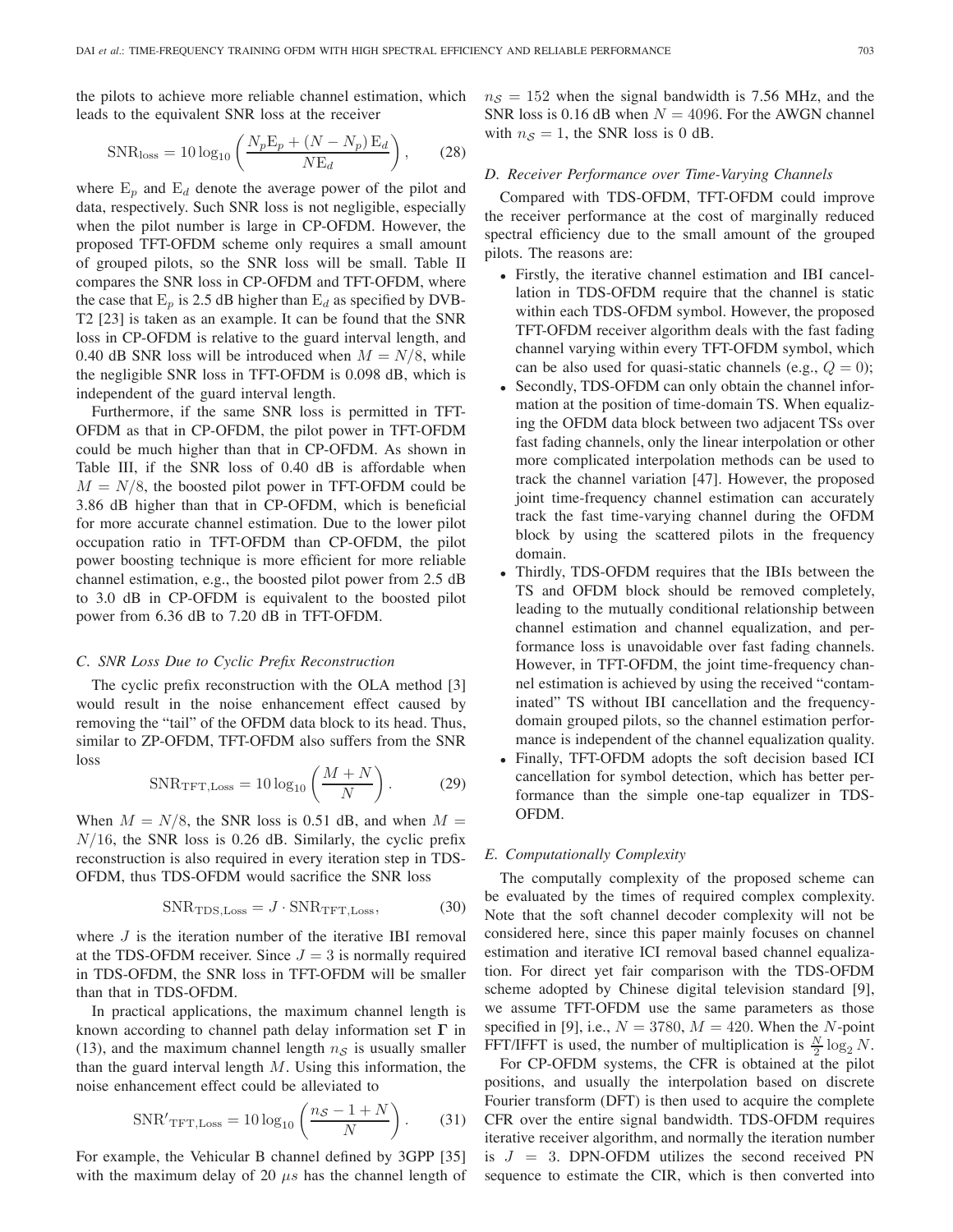the pilots to achieve more reliable channel estimation, which leads to the equivalent SNR loss at the receiver

$$\mathrm{SNR}_{\mathrm{loss}} = 10\log_{10}\left(\frac{N_p \mathrm{E}_p + (N - N_p)\,\mathrm{E}_d}{N\mathrm{E}_d}\right), \qquad (28)$$

where $\mathrm{E}_p$ and $\mathrm{E}_d$ denote the average power of the pilot and data, respectively. Such SNR loss is not negligible, especially when the pilot number is large in CP-OFDM. However, the proposed TFT-OFDM scheme only requires a small amount of grouped pilots, so the SNR loss will be small. Table II compares the SNR loss in CP-OFDM and TFT-OFDM, where the case that $\mathrm{E}_p$ is 2.5 dB higher than $\mathrm{E}_d$ as specified by DVB-T2 [23] is taken as an example. It can be found that the SNR loss in CP-OFDM is relative to the guard interval length, and 0.40 dB SNR loss will be introduced when $M = N/8$, while the negligible SNR loss in TFT-OFDM is 0.098 dB, which is independent of the guard interval length.

Furthermore, if the same SNR loss is permitted in TFT-OFDM as that in CP-OFDM, the pilot power in TFT-OFDM could be much higher than that in CP-OFDM. As shown in Table III, if the SNR loss of 0.40 dB is affordable when $M = N/8$, the boosted pilot power in TFT-OFDM could be 3.86 dB higher than that in CP-OFDM, which is beneficial for more accurate channel estimation. Due to the lower pilot occupation ratio in TFT-OFDM than CP-OFDM, the pilot power boosting technique is more efficient for more reliable channel estimation, e.g., the boosted pilot power from 2.5 dB to 3.0 dB in CP-OFDM is equivalent to the boosted pilot power from 6.36 dB to 7.20 dB in TFT-OFDM.

### C. SNR Loss Due to Cyclic Prefix Reconstruction

The cyclic prefix reconstruction with the OLA method [3] would result in the noise enhancement effect caused by removing the "tail" of the OFDM data block to its head. Thus, similar to ZP-OFDM, TFT-OFDM also suffers from the SNR loss

$$\mathrm{SNR}_{\mathrm{TFT,Loss}} = 10\log_{10}\left(\frac{M+N}{N}\right). \qquad (29)$$

When $M = N/8$, the SNR loss is 0.51 dB, and when $M = N/16$, the SNR loss is 0.26 dB. Similarly, the cyclic prefix reconstruction is also required in every iteration step in TDS-OFDM, thus TDS-OFDM would sacrifice the SNR loss

$$\mathrm{SNR}_{\mathrm{TDS,Loss}} = J \cdot \mathrm{SNR}_{\mathrm{TFT,Loss}}, \qquad (30)$$

where $J$ is the iteration number of the iterative IBI removal at the TDS-OFDM receiver. Since $J = 3$ is normally required in TDS-OFDM, the SNR loss in TFT-OFDM will be smaller than that in TDS-OFDM.

In practical applications, the maximum channel length is known according to channel path delay information set $\mathbf{\Gamma}$ in (13), and the maximum channel length $n_{\mathcal{S}}$ is usually smaller than the guard interval length $M$. Using this information, the noise enhancement effect could be alleviated to

$$\mathrm{SNR}'_{\mathrm{TFT,Loss}} = 10\log_{10}\left(\frac{n_{\mathcal{S}} - 1 + N}{N}\right). \qquad (31)$$

For example, the Vehicular B channel defined by 3GPP [35] with the maximum delay of 20 $\mu s$ has the channel length of $n_{\mathcal{S}} = 152$ when the signal bandwidth is 7.56 MHz, and the SNR loss is 0.16 dB when $N = 4096$. For the AWGN channel with $n_{\mathcal{S}} = 1$, the SNR loss is 0 dB.

### D. Receiver Performance over Time-Varying Channels

Compared with TDS-OFDM, TFT-OFDM could improve the receiver performance at the cost of marginally reduced spectral efficiency due to the small amount of the grouped pilots. The reasons are:

- Firstly, the iterative channel estimation and IBI cancellation in TDS-OFDM require that the channel is static within each TDS-OFDM symbol. However, the proposed TFT-OFDM receiver algorithm deals with the fast fading channel varying within every TFT-OFDM symbol, which can be also used for quasi-static channels (e.g., $Q = 0$);
- Secondly, TDS-OFDM can only obtain the channel information at the position of time-domain TS. When equalizing the OFDM data block between two adjacent TSs over fast fading channels, only the linear interpolation or other more complicated interpolation methods can be used to track the channel variation [47]. However, the proposed joint time-frequency channel estimation can accurately track the fast time-varying channel during the OFDM block by using the scattered pilots in the frequency domain.
- Thirdly, TDS-OFDM requires that the IBIs between the TS and OFDM block should be removed completely, leading to the mutually conditional relationship between channel estimation and channel equalization, and performance loss is unavoidable over fast fading channels. However, in TFT-OFDM, the joint time-frequency channel estimation is achieved by using the received "contaminated" TS without IBI cancellation and the frequency-domain grouped pilots, so the channel estimation performance is independent of the channel equalization quality.
- Finally, TFT-OFDM adopts the soft decision based ICI cancellation for symbol detection, which has better performance than the simple one-tap equalizer in TDS-OFDM.

### E. Computationally Complexity

The computally complexity of the proposed scheme can be evaluated by the times of required complex complexity. Note that the soft channel decoder complexity will not be considered here, since this paper mainly focuses on channel estimation and iterative ICI removal based channel equalization. For direct yet fair comparison with the TDS-OFDM scheme adopted by Chinese digital television standard [9], we assume TFT-OFDM use the same parameters as those specified in [9], i.e., $N = 3780$, $M = 420$. When the $N$-point FFT/IFFT is used, the number of multiplication is $\frac{N}{2}\log_2 N$.

For CP-OFDM systems, the CFR is obtained at the pilot positions, and usually the interpolation based on discrete Fourier transform (DFT) is then used to acquire the complete CFR over the entire signal bandwidth. TDS-OFDM requires iterative receiver algorithm, and normally the iteration number is $J = 3$. DPN-OFDM utilizes the second received PN sequence to estimate the CIR, which is then converted into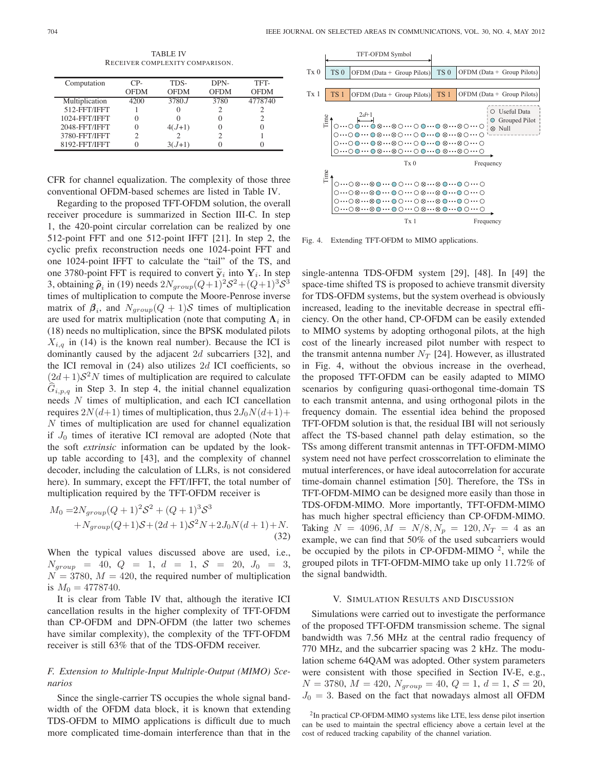TABLE IV
RECEIVER COMPLEXITY COMPARISON.

| Computation | CP-OFDM | TDS-OFDM | DPN-OFDM | TFT-OFDM |
|---|---|---|---|---|
| Multiplication | 4200 | $3780J$ | 3780 | 4778740 |
| 512-FFT/IFFT | 1 | 0 | 2 | 2 |
| 1024-FFT/IFFT | 0 | 0 | 0 | 2 |
| 2048-FFT/IFFT | 0 | $4(J+1)$ | 0 | 0 |
| 3780-FFT/IFFT | 2 | 2 | 2 | 1 |
| 8192-FFT/IFFT | 0 | $3(J+1)$ | 0 | 0 |

CFR for channel equalization. The complexity of those three conventional OFDM-based schemes are listed in Table IV.

Regarding to the proposed TFT-OFDM solution, the overall receiver procedure is summarized in Section III-C. In step 1, the 420-point circular correlation can be realized by one 512-point FFT and one 512-point IFFT [21]. In step 2, the cyclic prefix reconstruction needs one 1024-point FFT and one 1024-point IFFT to calculate the "tail" of the TS, and one 3780-point FFT is required to convert $\widetilde{\mathbf{y}}_i$ into $\mathbf{Y}_i$. In step 3, obtaining $\widehat{\boldsymbol{\rho}}_i$ in (19) needs $2N_{group}(Q+1)^2\mathcal{S}^2+(Q+1)^3\mathcal{S}^3$ times of multiplication to compute the Moore-Penrose inverse matrix of $\boldsymbol{\beta}_i$, and $N_{group}(Q+1)\mathcal{S}$ times of multiplication are used for matrix multiplication (note that computing $\boldsymbol{\Lambda}_i$ in (18) needs no multiplication, since the BPSK modulated pilots $X_{i,q}$ in (14) is the known real number). Because the ICI is dominantly caused by the adjacent $2d$ subcarriers [32], and the ICI removal in (24) also utilizes $2d$ ICI coefficients, so $(2d+1)\mathcal{S}^2N$ times of multiplication are required to calculate $\widehat{G}_{i,p,q}$ in Step 3. In step 4, the initial channel equalization needs $N$ times of multiplication, and each ICI cancellation requires $2N(d+1)$ times of multiplication, thus $2J_0N(d+1)+N$ times of multiplication are used for channel equalization if $J_0$ times of iterative ICI removal are adopted (Note that the soft *extrinsic* information can be updated by the look-up table according to [43], and the complexity of channel decoder, including the calculation of LLRs, is not considered here). In summary, except the FFT/IFFT, the total number of multiplication required by the TFT-OFDM receiver is

$$
\begin{aligned}
M_0 =& 2N_{group}(Q+1)^2\mathcal{S}^2+(Q+1)^3\mathcal{S}^3 \\
&+N_{group}(Q+1)\mathcal{S}+(2d+1)\mathcal{S}^2N+2J_0N(d+1)+N.
\end{aligned} \tag{32}
$$

When the typical values discussed above are used, i.e., $N_{group}=40$, $Q=1$, $d=1$, $\mathcal{S}=20$, $J_0=3$, $N=3780$, $M=420$, the required number of multiplication is $M_0=4778740$.

It is clear from Table IV that, although the iterative ICI cancellation results in the higher complexity of TFT-OFDM than CP-OFDM and DPN-OFDM (the latter two schemes have similar complexity), the complexity of the TFT-OFDM receiver is still 63% that of the TDS-OFDM receiver.

### F. Extension to Multiple-Input Multiple-Output (MIMO) Scenarios

Since the single-carrier TS occupies the whole signal bandwidth of the OFDM data block, it is known that extending TDS-OFDM to MIMO applications is difficult due to much more complicated time-domain interference than that in the single-antenna TDS-OFDM system [29], [48]. In [49] the space-time shifted TS is proposed to achieve transmit diversity for TDS-OFDM systems, but the system overhead is obviously increased, leading to the inevitable decrease in spectral efficiency. On the other hand, CP-OFDM can be easily extended to MIMO systems by adopting orthogonal pilots, at the high cost of the linearly increased pilot number with respect to the transmit antenna number $N_T$ [24]. However, as illustrated in Fig. 4, without the obvious increase in the overhead, the proposed TFT-OFDM can be easily adapted to MIMO scenarios by configuring quasi-orthogonal time-domain TS to each transmit antenna, and using orthogonal pilots in the frequency domain. The essential idea behind the proposed TFT-OFDM solution is that, the residual IBI will not seriously affect the TS-based channel path delay estimation, so the TSs among different transmit antennas in TFT-OFDM-MIMO system need not have perfect crosscorrelation to eliminate the mutual interferences, or have ideal autocorrelation for accurate time-domain channel estimation [50]. Therefore, the TSs in TFT-OFDM-MIMO can be designed more easily than those in TDS-OFDM-MIMO. More importantly, TFT-OFDM-MIMO has much higher spectral efficiency than CP-OFDM-MIMO. Taking $N=4096, M=N/8, N_p=120, N_T=4$ as an example, we can find that 50% of the used subcarriers would be occupied by the pilots in CP-OFDM-MIMO [2], while the grouped pilots in TFT-OFDM-MIMO take up only 11.72% of the signal bandwidth.

Fig. 4. Extending TFT-OFDM to MIMO applications.

## V. Simulation Results and Discussion

Simulations were carried out to investigate the performance of the proposed TFT-OFDM transmission scheme. The signal bandwidth was 7.56 MHz at the central radio frequency of 770 MHz, and the subcarrier spacing was 2 kHz. The modulation scheme 64QAM was adopted. Other system parameters were consistent with those specified in Section IV-E, e.g., $N=3780$, $M=420$, $N_{group}=40$, $Q=1$, $d=1$, $\mathcal{S}=20$, $J_0=3$. Based on the fact that nowadays almost all OFDM

[2] In practical CP-OFDM-MIMO systems like LTE, less dense pilot insertion can be used to maintain the spectral efficiency above a certain level at the cost of reduced tracking capability of the channel variation.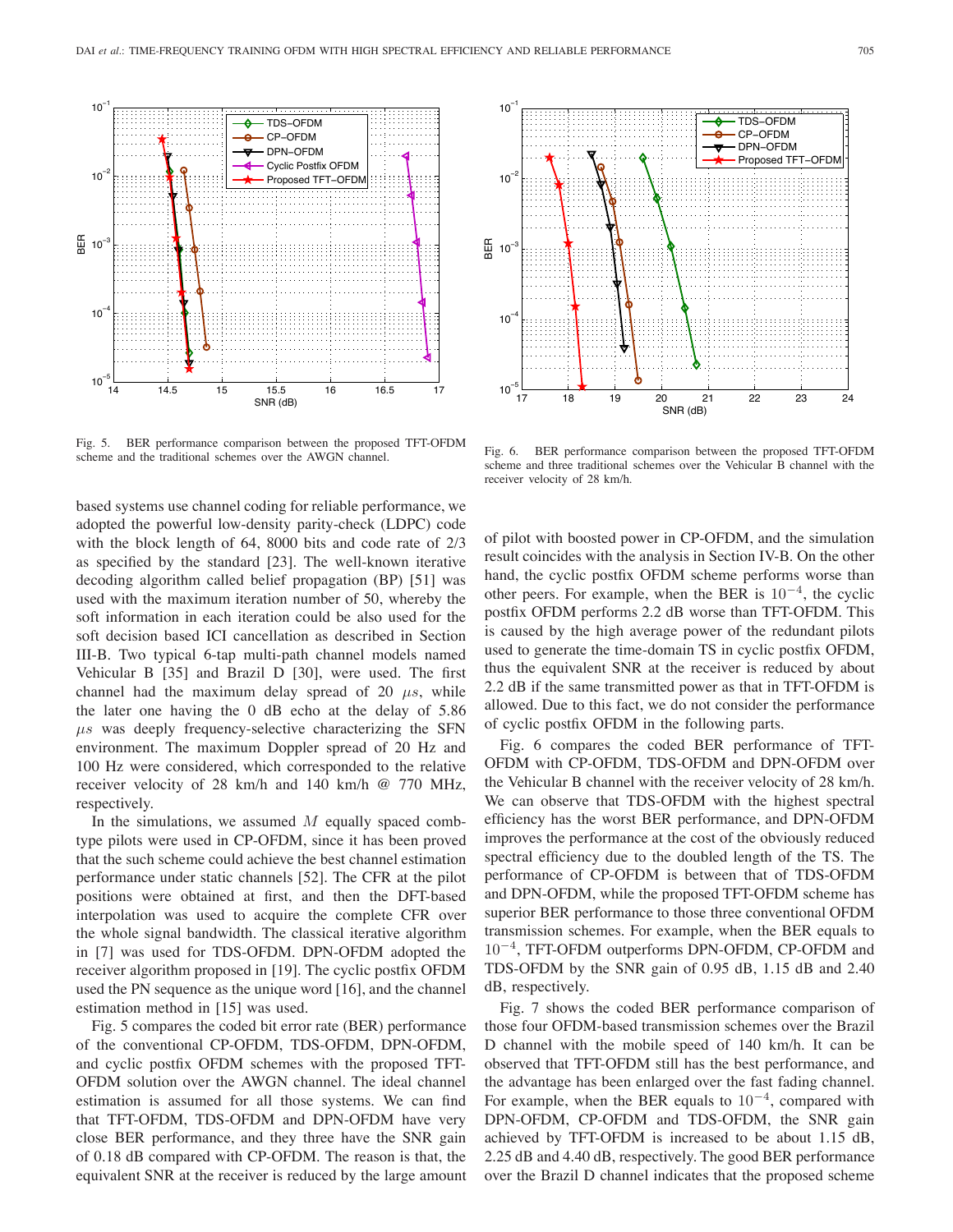Fig. 5. BER performance comparison between the proposed TFT-OFDM scheme and the traditional schemes over the AWGN channel.

Fig. 6. BER performance comparison between the proposed TFT-OFDM scheme and three traditional schemes over the Vehicular B channel with the receiver velocity of 28 km/h.

based systems use channel coding for reliable performance, we adopted the powerful low-density parity-check (LDPC) code with the block length of 64, 8000 bits and code rate of 2/3 as specified by the standard [23]. The well-known iterative decoding algorithm called belief propagation (BP) [51] was used with the maximum iteration number of 50, whereby the soft information in each iteration could be also used for the soft decision based ICI cancellation as described in Section III-B. Two typical 6-tap multi-path channel models named Vehicular B [35] and Brazil D [30], were used. The first channel had the maximum delay spread of 20 $\mu s$, while the later one having the 0 dB echo at the delay of 5.86 $\mu s$ was deeply frequency-selective characterizing the SFN environment. The maximum Doppler spread of 20 Hz and 100 Hz were considered, which corresponded to the relative receiver velocity of 28 km/h and 140 km/h @ 770 MHz, respectively.

In the simulations, we assumed $M$ equally spaced comb-type pilots were used in CP-OFDM, since it has been proved that the such scheme could achieve the best channel estimation performance under static channels [52]. The CFR at the pilot positions were obtained at first, and then the DFT-based interpolation was used to acquire the complete CFR over the whole signal bandwidth. The classical iterative algorithm in [7] was used for TDS-OFDM. DPN-OFDM adopted the receiver algorithm proposed in [19]. The cyclic postfix OFDM used the PN sequence as the unique word [16], and the channel estimation method in [15] was used.

Fig. 5 compares the coded bit error rate (BER) performance of the conventional CP-OFDM, TDS-OFDM, DPN-OFDM, and cyclic postfix OFDM schemes with the proposed TFT-OFDM solution over the AWGN channel. The ideal channel estimation is assumed for all those systems. We can find that TFT-OFDM, TDS-OFDM and DPN-OFDM have very close BER performance, and they three have the SNR gain of 0.18 dB compared with CP-OFDM. The reason is that, the equivalent SNR at the receiver is reduced by the large amount of pilot with boosted power in CP-OFDM, and the simulation result coincides with the analysis in Section IV-B. On the other hand, the cyclic postfix OFDM scheme performs worse than other peers. For example, when the BER is $10^{-4}$, the cyclic postfix OFDM performs 2.2 dB worse than TFT-OFDM. This is caused by the high average power of the redundant pilots used to generate the time-domain TS in cyclic postfix OFDM, thus the equivalent SNR at the receiver is reduced by about 2.2 dB if the same transmitted power as that in TFT-OFDM is allowed. Due to this fact, we do not consider the performance of cyclic postfix OFDM in the following parts.

Fig. 6 compares the coded BER performance of TFT-OFDM with CP-OFDM, TDS-OFDM and DPN-OFDM over the Vehicular B channel with the receiver velocity of 28 km/h. We can observe that TDS-OFDM with the highest spectral efficiency has the worst BER performance, and DPN-OFDM improves the performance at the cost of the obviously reduced spectral efficiency due to the doubled length of the TS. The performance of CP-OFDM is between that of TDS-OFDM and DPN-OFDM, while the proposed TFT-OFDM scheme has superior BER performance to those three conventional OFDM transmission schemes. For example, when the BER equals to $10^{-4}$, TFT-OFDM outperforms DPN-OFDM, CP-OFDM and TDS-OFDM by the SNR gain of 0.95 dB, 1.15 dB and 2.40 dB, respectively.

Fig. 7 shows the coded BER performance comparison of those four OFDM-based transmission schemes over the Brazil D channel with the mobile speed of 140 km/h. It can be observed that TFT-OFDM still has the best performance, and the advantage has been enlarged over the fast fading channel. For example, when the BER equals to $10^{-4}$, compared with DPN-OFDM, CP-OFDM and TDS-OFDM, the SNR gain achieved by TFT-OFDM is increased to be about 1.15 dB, 2.25 dB and 4.40 dB, respectively. The good BER performance over the Brazil D channel indicates that the proposed scheme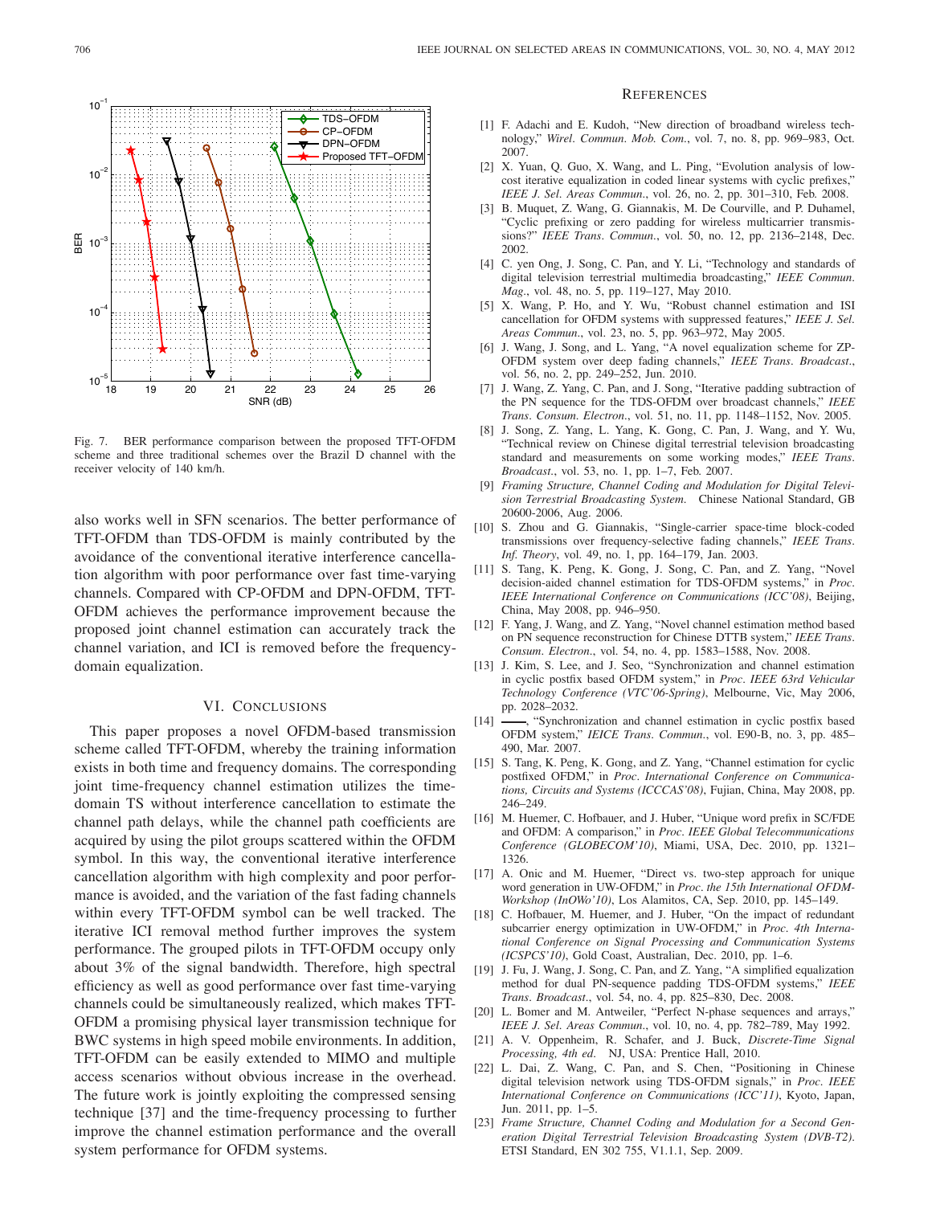Fig. 7. BER performance comparison between the proposed TFT-OFDM scheme and three traditional schemes over the Brazil D channel with the receiver velocity of 140 km/h.

also works well in SFN scenarios. The better performance of TFT-OFDM than TDS-OFDM is mainly contributed by the avoidance of the conventional iterative interference cancellation algorithm with poor performance over fast time-varying channels. Compared with CP-OFDM and DPN-OFDM, TFT-OFDM achieves the performance improvement because the proposed joint channel estimation can accurately track the channel variation, and ICI is removed before the frequency-domain equalization.

## VI. Conclusions

This paper proposes a novel OFDM-based transmission scheme called TFT-OFDM, whereby the training information exists in both time and frequency domains. The corresponding joint time-frequency channel estimation utilizes the time-domain TS without interference cancellation to estimate the channel path delays, while the channel path coefficients are acquired by using the pilot groups scattered within the OFDM symbol. In this way, the conventional iterative interference cancellation algorithm with high complexity and poor performance is avoided, and the variation of the fast fading channels within every TFT-OFDM symbol can be well tracked. The iterative ICI removal method further improves the system performance. The grouped pilots in TFT-OFDM occupy only about 3% of the signal bandwidth. Therefore, high spectral efficiency as well as good performance over fast time-varying channels could be simultaneously realized, which makes TFT-OFDM a promising physical layer transmission technique for BWC systems in high speed mobile environments. In addition, TFT-OFDM can be easily extended to MIMO and multiple access scenarios without obvious increase in the overhead. The future work is jointly exploiting the compressed sensing technique [37] and the time-frequency processing to further improve the channel estimation performance and the overall system performance for OFDM systems.

## References

[1] F. Adachi and E. Kudoh, "New direction of broadband wireless technology," *Wirel. Commun. Mob. Com.*, vol. 7, no. 8, pp. 969–983, Oct. 2007.

[2] X. Yuan, Q. Guo, X. Wang, and L. Ping, "Evolution analysis of low-cost iterative equalization in coded linear systems with cyclic prefixes," *IEEE J. Sel. Areas Commun.*, vol. 26, no. 2, pp. 301–310, Feb. 2008.

[3] B. Muquet, Z. Wang, G. Giannakis, M. De Courville, and P. Duhamel, "Cyclic prefixing or zero padding for wireless multicarrier transmissions?" *IEEE Trans. Commun.*, vol. 50, no. 12, pp. 2136–2148, Dec. 2002.

[4] C. yen Ong, J. Song, C. Pan, and Y. Li, "Technology and standards of digital television terrestrial multimedia broadcasting," *IEEE Commun. Mag.*, vol. 48, no. 5, pp. 119–127, May 2010.

[5] X. Wang, P. Ho, and Y. Wu, "Robust channel estimation and ISI cancellation for OFDM systems with suppressed features," *IEEE J. Sel. Areas Commun.*, vol. 23, no. 5, pp. 963–972, May 2005.

[6] J. Wang, J. Song, and L. Yang, "A novel equalization scheme for ZP-OFDM system over deep fading channels," *IEEE Trans. Broadcast.*, vol. 56, no. 2, pp. 249–252, Jun. 2010.

[7] J. Wang, Z. Yang, C. Pan, and J. Song, "Iterative padding subtraction of the PN sequence for the TDS-OFDM over broadcast channels," *IEEE Trans. Consum. Electron.*, vol. 51, no. 11, pp. 1148–1152, Nov. 2005.

[8] J. Song, Z. Yang, L. Yang, K. Gong, C. Pan, J. Wang, and Y. Wu, "Technical review on Chinese digital terrestrial television broadcasting standard and measurements on some working modes," *IEEE Trans. Broadcast.*, vol. 53, no. 1, pp. 1–7, Feb. 2007.

[9] *Framing Structure, Channel Coding and Modulation for Digital Television Terrestrial Broadcasting System*. Chinese National Standard, GB 20600-2006, Aug. 2006.

[10] S. Zhou and G. Giannakis, "Single-carrier space-time block-coded transmissions over frequency-selective fading channels," *IEEE Trans. Inf. Theory*, vol. 49, no. 1, pp. 164–179, Jan. 2003.

[11] S. Tang, K. Peng, K. Gong, J. Song, C. Pan, and Z. Yang, "Novel decision-aided channel estimation for TDS-OFDM systems," in *Proc. IEEE International Conference on Communications (ICC'08)*, Beijing, China, May 2008, pp. 946–950.

[12] F. Yang, J. Wang, and Z. Yang, "Novel channel estimation method based on PN sequence reconstruction for Chinese DTTB system," *IEEE Trans. Consum. Electron.*, vol. 54, no. 4, pp. 1583–1588, Nov. 2008.

[13] J. Kim, S. Lee, and J. Seo, "Synchronization and channel estimation in cyclic postfix based OFDM system," in *Proc. IEEE 63rd Vehicular Technology Conference (VTC'06-Spring)*, Melbourne, Vic, May 2006, pp. 2028–2032.

[14] ——, "Synchronization and channel estimation in cyclic postfix based OFDM system," *IEICE Trans. Commun.*, vol. E90-B, no. 3, pp. 485–490, Mar. 2007.

[15] S. Tang, K. Peng, K. Gong, and Z. Yang, "Channel estimation for cyclic postfixed OFDM," in *Proc. International Conference on Communications, Circuits and Systems (ICCCAS'08)*, Fujian, China, May 2008, pp. 246–249.

[16] M. Huemer, C. Hofbauer, and J. Huber, "Unique word prefix in SC/FDE and OFDM: A comparison," in *Proc. IEEE Global Telecommunications Conference (GLOBECOM'10)*, Miami, USA, Dec. 2010, pp. 1321–1326.

[17] A. Onic and M. Huemer, "Direct vs. two-step approach for unique word generation in UW-OFDM," in *Proc. the 15th International OFDM-Workshop (InOWo'10)*, Los Alamitos, CA, Sep. 2010, pp. 145–149.

[18] C. Hofbauer, M. Huemer, and J. Huber, "On the impact of redundant subcarrier energy optimization in UW-OFDM," in *Proc. 4th International Conference on Signal Processing and Communication Systems (ICSPCS'10)*, Gold Coast, Australian, Dec. 2010, pp. 1–6.

[19] J. Fu, J. Wang, J. Song, C. Pan, and Z. Yang, "A simplified equalization method for dual PN-sequence padding TDS-OFDM systems," *IEEE Trans. Broadcast.*, vol. 54, no. 4, pp. 825–830, Dec. 2008.

[20] L. Bomer and M. Antweiler, "Perfect N-phase sequences and arrays," *IEEE J. Sel. Areas Commun.*, vol. 10, no. 4, pp. 782–789, May 1992.

[21] A. V. Oppenheim, R. Schafer, and J. Buck, *Discrete-Time Signal Processing, 4th ed.* NJ, USA: Prentice Hall, 2010.

[22] L. Dai, Z. Wang, C. Pan, and S. Chen, "Positioning in Chinese digital television network using TDS-OFDM signals," in *Proc. IEEE International Conference on Communications (ICC'11)*, Kyoto, Japan, Jun. 2011, pp. 1–5.

[23] *Frame Structure, Channel Coding and Modulation for a Second Generation Digital Terrestrial Television Broadcasting System (DVB-T2)*. ETSI Standard, EN 302 755, V1.1.1, Sep. 2009.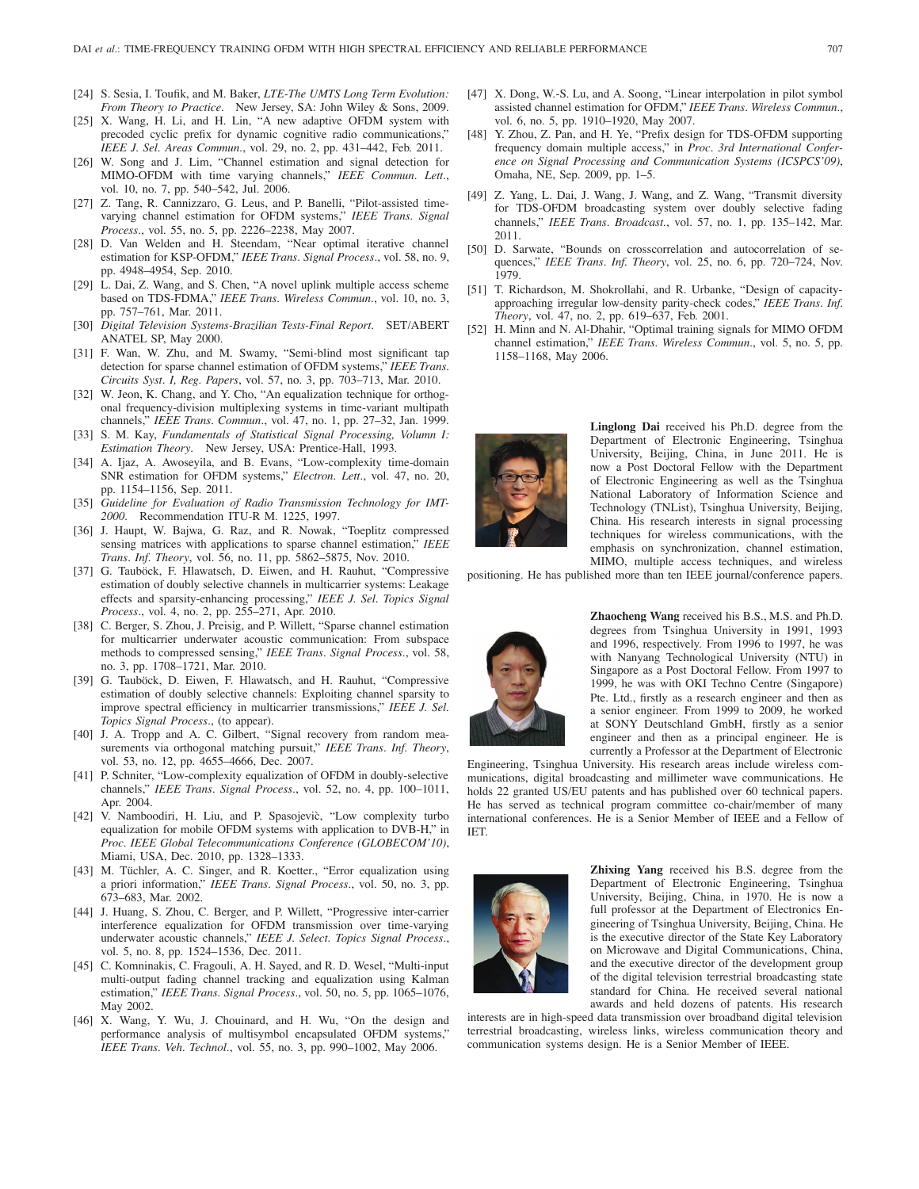[24] S. Sesia, I. Toufik, and M. Baker, *LTE-The UMTS Long Term Evolution: From Theory to Practice*. New Jersey, SA: John Wiley & Sons, 2009.

[25] X. Wang, H. Li, and H. Lin, "A new adaptive OFDM system with precoded cyclic prefix for dynamic cognitive radio communications," *IEEE J. Sel. Areas Commun.*, vol. 29, no. 2, pp. 431–442, Feb. 2011.

[26] W. Song and J. Lim, "Channel estimation and signal detection for MIMO-OFDM with time varying channels," *IEEE Commun. Lett.*, vol. 10, no. 7, pp. 540–542, Jul. 2006.

[27] Z. Tang, R. Cannizzaro, G. Leus, and P. Banelli, "Pilot-assisted time-varying channel estimation for OFDM systems," *IEEE Trans. Signal Process.*, vol. 55, no. 5, pp. 2226–2238, May 2007.

[28] D. Van Welden and H. Steendam, "Near optimal iterative channel estimation for KSP-OFDM," *IEEE Trans. Signal Process.*, vol. 58, no. 9, pp. 4948–4954, Sep. 2010.

[29] L. Dai, Z. Wang, and S. Chen, "A novel uplink multiple access scheme based on TDS-FDMA," *IEEE Trans. Wireless Commun.*, vol. 10, no. 3, pp. 757–761, Mar. 2011.

[30] *Digital Television Systems-Brazilian Tests-Final Report*. SET/ABERT ANATEL SP, May 2000.

[31] F. Wan, W. Zhu, and M. Swamy, "Semi-blind most significant tap detection for sparse channel estimation of OFDM systems," *IEEE Trans. Circuits Syst. I, Reg. Papers*, vol. 57, no. 3, pp. 703–713, Mar. 2010.

[32] W. Jeon, K. Chang, and Y. Cho, "An equalization technique for orthogonal frequency-division multiplexing systems in time-variant multipath channels," *IEEE Trans. Commun.*, vol. 47, no. 1, pp. 27–32, Jan. 1999.

[33] S. M. Kay, *Fundamentals of Statistical Signal Processing, Volumn I: Estimation Theory*. New Jersey, USA: Prentice-Hall, 1993.

[34] A. Ijaz, A. Awoseyila, and B. Evans, "Low-complexity time-domain SNR estimation for OFDM systems," *Electron. Lett.*, vol. 47, no. 20, pp. 1154–1156, Sep. 2011.

[35] *Guideline for Evaluation of Radio Transmission Technology for IMT-2000*. Recommendation ITU-R M. 1225, 1997.

[36] J. Haupt, W. Bajwa, G. Raz, and R. Nowak, "Toeplitz compressed sensing matrices with applications to sparse channel estimation," *IEEE Trans. Inf. Theory*, vol. 56, no. 11, pp. 5862–5875, Nov. 2010.

[37] G. Tauböck, F. Hlawatsch, D. Eiwen, and H. Rauhut, "Compressive estimation of doubly selective channels in multicarrier systems: Leakage effects and sparsity-enhancing processing," *IEEE J. Sel. Topics Signal Process.*, vol. 4, no. 2, pp. 255–271, Apr. 2010.

[38] C. Berger, S. Zhou, J. Preisig, and P. Willett, "Sparse channel estimation for multicarrier underwater acoustic communication: From subspace methods to compressed sensing," *IEEE Trans. Signal Process.*, vol. 58, no. 3, pp. 1708–1721, Mar. 2010.

[39] G. Tauböck, D. Eiwen, F. Hlawatsch, and H. Rauhut, "Compressive estimation of doubly selective channels: Exploiting channel sparsity to improve spectral efficiency in multicarrier transmissions," *IEEE J. Sel. Topics Signal Process.*, (to appear).

[40] J. A. Tropp and A. C. Gilbert, "Signal recovery from random measurements via orthogonal matching pursuit," *IEEE Trans. Inf. Theory*, vol. 53, no. 12, pp. 4655–4666, Dec. 2007.

[41] P. Schniter, "Low-complexity equalization of OFDM in doubly-selective channels," *IEEE Trans. Signal Process.*, vol. 52, no. 4, pp. 100–1011, Apr. 2004.

[42] V. Namboodiri, H. Liu, and P. Spasojevìc, "Low complexity turbo equalization for mobile OFDM systems with application to DVB-H," in *Proc. IEEE Global Telecommunications Conference (GLOBECOM'10)*, Miami, USA, Dec. 2010, pp. 1328–1333.

[43] M. Tüchler, A. C. Singer, and R. Koetter., "Error equalization using a priori information," *IEEE Trans. Signal Process.*, vol. 50, no. 3, pp. 673–683, Mar. 2002.

[44] J. Huang, S. Zhou, C. Berger, and P. Willett, "Progressive inter-carrier interference equalization for OFDM transmission over time-varying underwater acoustic channels," *IEEE J. Select. Topics Signal Process.*, vol. 5, no. 8, pp. 1524–1536, Dec. 2011.

[45] C. Komninakis, C. Fragouli, A. H. Sayed, and R. D. Wesel, "Multi-input multi-output fading channel tracking and equalization using Kalman estimation," *IEEE Trans. Signal Process.*, vol. 50, no. 5, pp. 1065–1076, May 2002.

[46] X. Wang, Y. Wu, J. Chouinard, and H. Wu, "On the design and performance analysis of multisymbol encapsulated OFDM systems," *IEEE Trans. Veh. Technol.*, vol. 55, no. 3, pp. 990–1002, May 2006.

[47] X. Dong, W.-S. Lu, and A. Soong, "Linear interpolation in pilot symbol assisted channel estimation for OFDM," *IEEE Trans. Wireless Commun.*, vol. 6, no. 5, pp. 1910–1920, May 2007.

[48] Y. Zhou, Z. Pan, and H. Ye, "Prefix design for TDS-OFDM supporting frequency domain multiple access," in *Proc. 3rd International Conference on Signal Processing and Communication Systems (ICSPCS'09)*, Omaha, NE, Sep. 2009, pp. 1–5.

[49] Z. Yang, L. Dai, J. Wang, J. Wang, and Z. Wang, "Transmit diversity for TDS-OFDM broadcasting system over doubly selective fading channels," *IEEE Trans. Broadcast.*, vol. 57, no. 1, pp. 135–142, Mar. 2011.

[50] D. Sarwate, "Bounds on crosscorrelation and autocorrelation of sequences," *IEEE Trans. Inf. Theory*, vol. 25, no. 6, pp. 720–724, Nov. 1979.

[51] T. Richardson, M. Shokrollahi, and R. Urbanke, "Design of capacity-approaching irregular low-density parity-check codes," *IEEE Trans. Inf. Theory*, vol. 47, no. 2, pp. 619–637, Feb. 2001.

[52] H. Minn and N. Al-Dhahir, "Optimal training signals for MIMO OFDM channel estimation," *IEEE Trans. Wireless Commun.*, vol. 5, no. 5, pp. 1158–1168, May 2006.

**Linglong Dai** received his Ph.D. degree from the Department of Electronic Engineering, Tsinghua University, Beijing, China, in June 2011. He is now a Post Doctoral Fellow with the Department of Electronic Engineering as well as the Tsinghua National Laboratory of Information Science and Technology (TNList), Tsinghua University, Beijing, China. His research interests in signal processing techniques for wireless communications, with the emphasis on synchronization, channel estimation, MIMO, multiple access techniques, and wireless positioning. He has published more than ten IEEE journal/conference papers.

**Zhaocheng Wang** received his B.S., M.S. and Ph.D. degrees from Tsinghua University in 1991, 1993 and 1996, respectively. From 1996 to 1997, he was with Nanyang Technological University (NTU) in Singapore as a Post Doctoral Fellow. From 1997 to 1999, he was with OKI Techno Centre (Singapore) Pte. Ltd., firstly as a research engineer and then as a senior engineer. From 1999 to 2009, he worked at SONY Deutschland GmbH, firstly as a senior engineer and then as a principal engineer. He is currently a Professor at the Department of Electronic Engineering, Tsinghua University. His research areas include wireless communications, digital broadcasting and millimeter wave communications. He holds 22 granted US/EU patents and has published over 60 technical papers. He has served as technical program committee co-chair/member of many international conferences. He is a Senior Member of IEEE and a Fellow of IET.

**Zhixing Yang** received his B.S. degree from the Department of Electronic Engineering, Tsinghua University, Beijing, China, in 1970. He is now a full professor at the Department of Electronics Engineering of Tsinghua University, Beijing, China. He is the executive director of the State Key Laboratory on Microwave and Digital Communications, China, and the executive director of the development group of the digital television terrestrial broadcasting state standard for China. He received several national awards and held dozens of patents. His research interests are in high-speed data transmission over broadband digital television terrestrial broadcasting, wireless links, wireless communication theory and communication systems design. He is a Senior Member of IEEE.